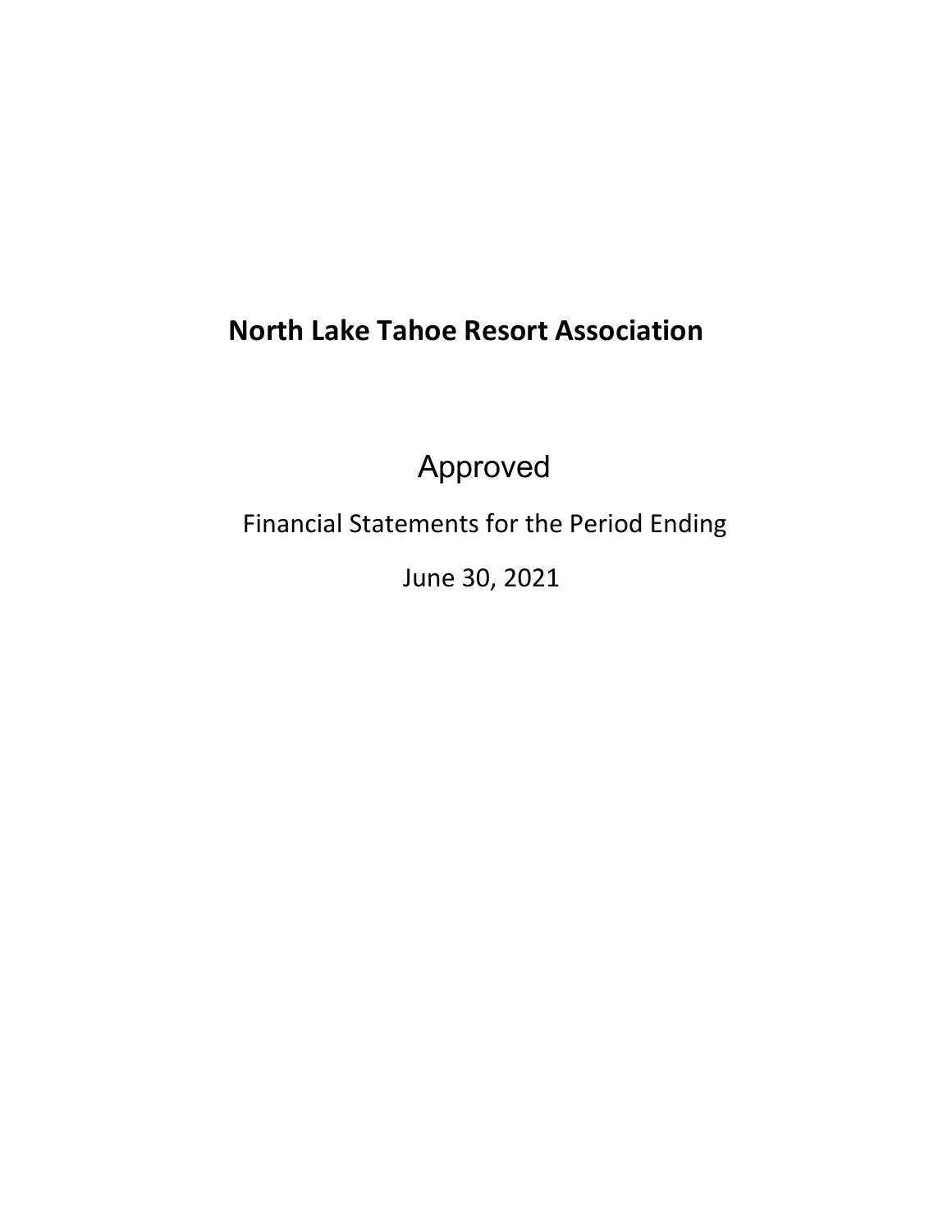# North Lake Tahoe Resort Association

Approved

Financial Statements for the Period Ending

June 30, 2021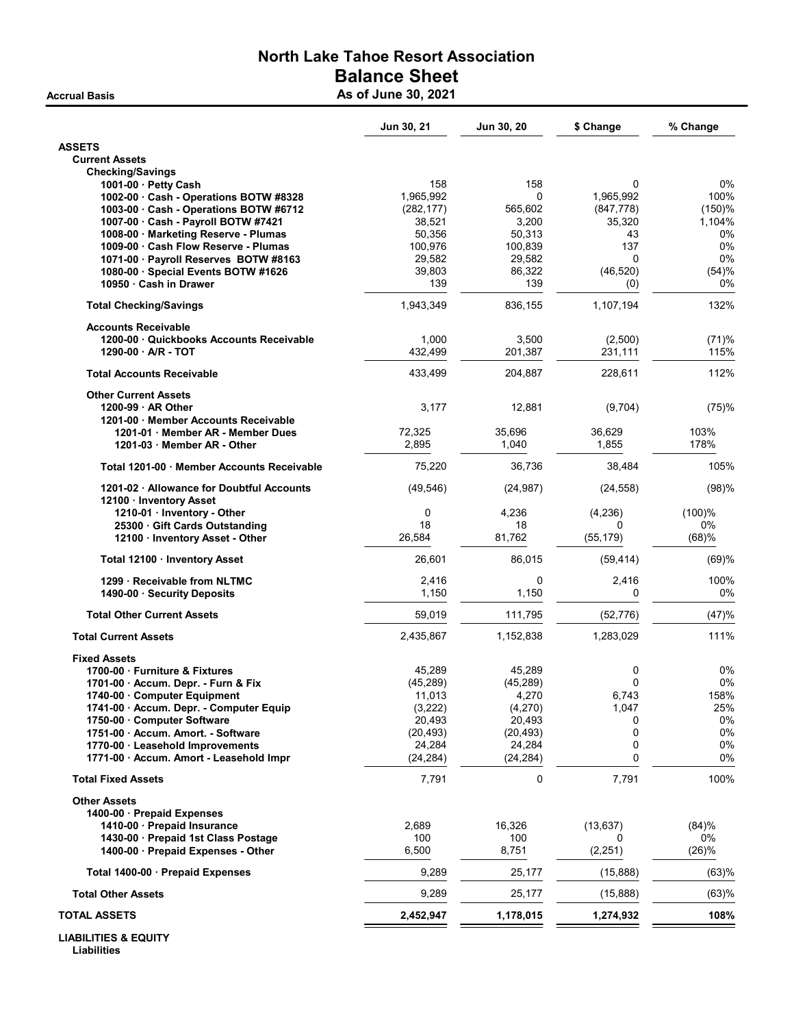# North Lake Tahoe Resort Association

## Balance Sheet

**Accrual Basis** **As of June 30, 2021**

| | Jun 30, 21 | Jun 30, 20 | $ Change | % Change |
|---|---|---|---|---|
| **ASSETS** | | | | |
| **Current Assets** | | | | |
| **Checking/Savings** | | | | |
| 1001-00 · Petty Cash | 158 | 158 | 0 | 0% |
| 1002-00 · Cash - Operations BOTW #8328 | 1,965,992 | 0 | 1,965,992 | 100% |
| 1003-00 · Cash - Operations BOTW #6712 | (282,177) | 565,602 | (847,778) | (150)% |
| 1007-00 · Cash - Payroll BOTW #7421 | 38,521 | 3,200 | 35,320 | 1,104% |
| 1008-00 · Marketing Reserve - Plumas | 50,356 | 50,313 | 43 | 0% |
| 1009-00 · Cash Flow Reserve - Plumas | 100,976 | 100,839 | 137 | 0% |
| 1071-00 · Payroll Reserves BOTW #8163 | 29,582 | 29,582 | 0 | 0% |
| 1080-00 · Special Events BOTW #1626 | 39,803 | 86,322 | (46,520) | (54)% |
| 10950 · Cash in Drawer | 139 | 139 | (0) | 0% |
| **Total Checking/Savings** | 1,943,349 | 836,155 | 1,107,194 | 132% |
| **Accounts Receivable** | | | | |
| 1200-00 · Quickbooks Accounts Receivable | 1,000 | 3,500 | (2,500) | (71)% |
| 1290-00 · A/R - TOT | 432,499 | 201,387 | 231,111 | 115% |
| **Total Accounts Receivable** | 433,499 | 204,887 | 228,611 | 112% |
| **Other Current Assets** | | | | |
| 1200-99 · AR Other | 3,177 | 12,881 | (9,704) | (75)% |
| 1201-00 · Member Accounts Receivable | | | | |
| 1201-01 · Member AR - Member Dues | 72,325 | 35,696 | 36,629 | 103% |
| 1201-03 · Member AR - Other | 2,895 | 1,040 | 1,855 | 178% |
| **Total 1201-00 · Member Accounts Receivable** | 75,220 | 36,736 | 38,484 | 105% |
| 1201-02 · Allowance for Doubtful Accounts | (49,546) | (24,987) | (24,558) | (98)% |
| 12100 · Inventory Asset | | | | |
| 1210-01 · Inventory - Other | 0 | 4,236 | (4,236) | (100)% |
| 25300 · Gift Cards Outstanding | 18 | 18 | 0 | 0% |
| 12100 · Inventory Asset - Other | 26,584 | 81,762 | (55,179) | (68)% |
| **Total 12100 · Inventory Asset** | 26,601 | 86,015 | (59,414) | (69)% |
| 1299 · Receivable from NLTMC | 2,416 | 0 | 2,416 | 100% |
| 1490-00 · Security Deposits | 1,150 | 1,150 | 0 | 0% |
| **Total Other Current Assets** | 59,019 | 111,795 | (52,776) | (47)% |
| **Total Current Assets** | 2,435,867 | 1,152,838 | 1,283,029 | 111% |
| **Fixed Assets** | | | | |
| 1700-00 · Furniture & Fixtures | 45,289 | 45,289 | 0 | 0% |
| 1701-00 · Accum. Depr. - Furn & Fix | (45,289) | (45,289) | 0 | 0% |
| 1740-00 · Computer Equipment | 11,013 | 4,270 | 6,743 | 158% |
| 1741-00 · Accum. Depr. - Computer Equip | (3,222) | (4,270) | 1,047 | 25% |
| 1750-00 · Computer Software | 20,493 | 20,493 | 0 | 0% |
| 1751-00 · Accum. Amort. - Software | (20,493) | (20,493) | 0 | 0% |
| 1770-00 · Leasehold Improvements | 24,284 | 24,284 | 0 | 0% |
| 1771-00 · Accum. Amort - Leasehold Impr | (24,284) | (24,284) | 0 | 0% |
| **Total Fixed Assets** | 7,791 | 0 | 7,791 | 100% |
| **Other Assets** | | | | |
| 1400-00 · Prepaid Expenses | | | | |
| 1410-00 · Prepaid Insurance | 2,689 | 16,326 | (13,637) | (84)% |
| 1430-00 · Prepaid 1st Class Postage | 100 | 100 | 0 | 0% |
| 1400-00 · Prepaid Expenses - Other | 6,500 | 8,751 | (2,251) | (26)% |
| **Total 1400-00 · Prepaid Expenses** | 9,289 | 25,177 | (15,888) | (63)% |
| **Total Other Assets** | 9,289 | 25,177 | (15,888) | (63)% |
| **TOTAL ASSETS** | **2,452,947** | **1,178,015** | **1,274,932** | **108%** |
| **LIABILITIES & EQUITY** | | | | |
| **Liabilities** | | | | |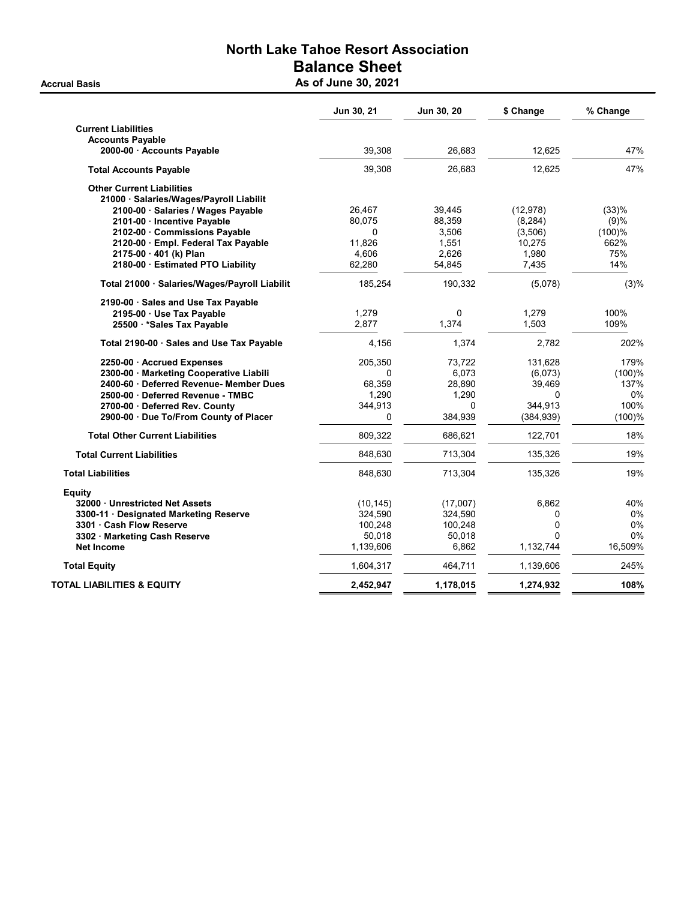# North Lake Tahoe Resort Association

## Balance Sheet

**Accrual Basis** **As of June 30, 2021**

| | Jun 30, 21 | Jun 30, 20 | $ Change | % Change |
|---|---|---|---|---|
| **Current Liabilities** | | | | |
| **Accounts Payable** | | | | |
| **2000-00 · Accounts Payable** | 39,308 | 26,683 | 12,625 | 47% |
| **Total Accounts Payable** | 39,308 | 26,683 | 12,625 | 47% |
| **Other Current Liabilities** | | | | |
| **21000 · Salaries/Wages/Payroll Liabilit** | | | | |
| **2100-00 · Salaries / Wages Payable** | 26,467 | 39,445 | (12,978) | (33)% |
| **2101-00 · Incentive Payable** | 80,075 | 88,359 | (8,284) | (9)% |
| **2102-00 · Commissions Payable** | 0 | 3,506 | (3,506) | (100)% |
| **2120-00 · Empl. Federal Tax Payable** | 11,826 | 1,551 | 10,275 | 662% |
| **2175-00 · 401 (k) Plan** | 4,606 | 2,626 | 1,980 | 75% |
| **2180-00 · Estimated PTO Liability** | 62,280 | 54,845 | 7,435 | 14% |
| **Total 21000 · Salaries/Wages/Payroll Liabilit** | 185,254 | 190,332 | (5,078) | (3)% |
| **2190-00 · Sales and Use Tax Payable** | | | | |
| **2195-00 · Use Tax Payable** | 1,279 | 0 | 1,279 | 100% |
| **25500 · *Sales Tax Payable** | 2,877 | 1,374 | 1,503 | 109% |
| **Total 2190-00 · Sales and Use Tax Payable** | 4,156 | 1,374 | 2,782 | 202% |
| **2250-00 · Accrued Expenses** | 205,350 | 73,722 | 131,628 | 179% |
| **2300-00 · Marketing Cooperative Liabili** | 0 | 6,073 | (6,073) | (100)% |
| **2400-60 · Deferred Revenue- Member Dues** | 68,359 | 28,890 | 39,469 | 137% |
| **2500-00 · Deferred Revenue - TMBC** | 1,290 | 1,290 | 0 | 0% |
| **2700-00 · Deferred Rev. County** | 344,913 | 0 | 344,913 | 100% |
| **2900-00 · Due To/From County of Placer** | 0 | 384,939 | (384,939) | (100)% |
| **Total Other Current Liabilities** | 809,322 | 686,621 | 122,701 | 18% |
| **Total Current Liabilities** | 848,630 | 713,304 | 135,326 | 19% |
| **Total Liabilities** | 848,630 | 713,304 | 135,326 | 19% |
| **Equity** | | | | |
| **32000 · Unrestricted Net Assets** | (10,145) | (17,007) | 6,862 | 40% |
| **3300-11 · Designated Marketing Reserve** | 324,590 | 324,590 | 0 | 0% |
| **3301 · Cash Flow Reserve** | 100,248 | 100,248 | 0 | 0% |
| **3302 · Marketing Cash Reserve** | 50,018 | 50,018 | 0 | 0% |
| **Net Income** | 1,139,606 | 6,862 | 1,132,744 | 16,509% |
| **Total Equity** | 1,604,317 | 464,711 | 1,139,606 | 245% |
| **TOTAL LIABILITIES & EQUITY** | **2,452,947** | **1,178,015** | **1,274,932** | **108%** |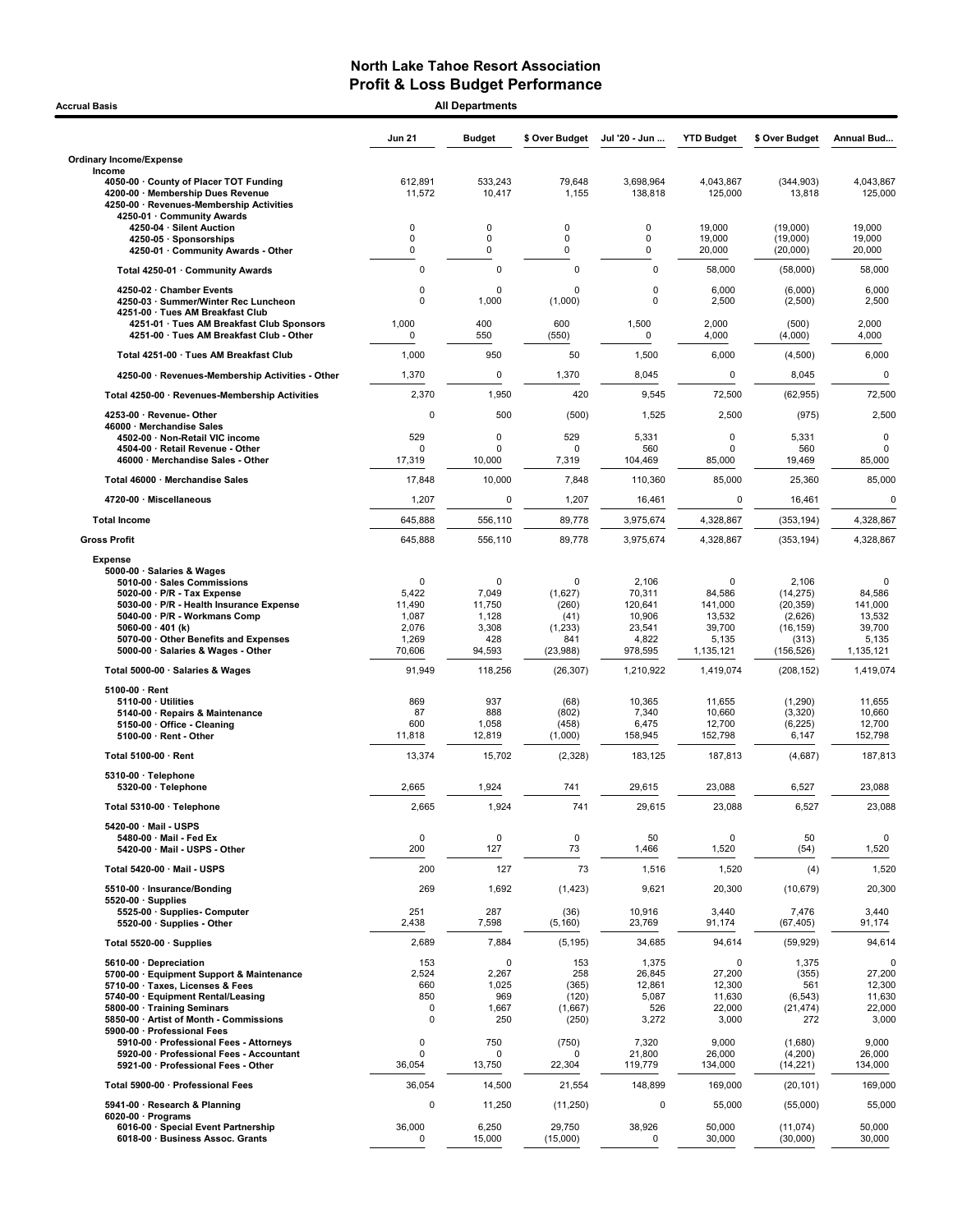# North Lake Tahoe Resort Association
## Profit & Loss Budget Performance

**Accrual Basis** — **All Departments**

| | Jun 21 | Budget | $ Over Budget | Jul '20 - Jun ... | YTD Budget | $ Over Budget | Annual Bud... |
|---|---|---|---|---|---|---|---|
| **Ordinary Income/Expense** | | | | | | | |
| Income | | | | | | | |
| 4050-00 · County of Placer TOT Funding | 612,891 | 533,243 | 79,648 | 3,698,964 | 4,043,867 | (344,903) | 4,043,867 |
| 4200-00 · Membership Dues Revenue | 11,572 | 10,417 | 1,155 | 138,818 | 125,000 | 13,818 | 125,000 |
| 4250-00 · Revenues-Membership Activities | | | | | | | |
| 4250-01 · Community Awards | | | | | | | |
| 4250-04 · Silent Auction | 0 | 0 | 0 | 0 | 19,000 | (19,000) | 19,000 |
| 4250-05 · Sponsorships | 0 | 0 | 0 | 0 | 19,000 | (19,000) | 19,000 |
| 4250-01 · Community Awards - Other | 0 | 0 | 0 | 0 | 20,000 | (20,000) | 20,000 |
| Total 4250-01 · Community Awards | 0 | 0 | 0 | 0 | 58,000 | (58,000) | 58,000 |
| 4250-02 · Chamber Events | 0 | 0 | 0 | 0 | 6,000 | (6,000) | 6,000 |
| 4250-03 · Summer/Winter Rec Luncheon | 0 | 1,000 | (1,000) | 0 | 2,500 | (2,500) | 2,500 |
| 4251-00 · Tues AM Breakfast Club | | | | | | | |
| 4251-01 · Tues AM Breakfast Club Sponsors | 1,000 | 400 | 600 | 1,500 | 2,000 | (500) | 2,000 |
| 4251-00 · Tues AM Breakfast Club - Other | 0 | 550 | (550) | 0 | 4,000 | (4,000) | 4,000 |
| Total 4251-00 · Tues AM Breakfast Club | 1,000 | 950 | 50 | 1,500 | 6,000 | (4,500) | 6,000 |
| 4250-00 · Revenues-Membership Activities - Other | 1,370 | 0 | 1,370 | 8,045 | 0 | 8,045 | 0 |
| Total 4250-00 · Revenues-Membership Activities | 2,370 | 1,950 | 420 | 9,545 | 72,500 | (62,955) | 72,500 |
| 4253-00 · Revenue- Other | 0 | 500 | (500) | 1,525 | 2,500 | (975) | 2,500 |
| 46000 · Merchandise Sales | | | | | | | |
| 4502-00 · Non-Retail VIC income | 529 | 0 | 529 | 5,331 | 0 | 5,331 | 0 |
| 4504-00 · Retail Revenue - Other | 0 | 0 | 0 | 560 | 0 | 560 | 0 |
| 46000 · Merchandise Sales - Other | 17,319 | 10,000 | 7,319 | 104,469 | 85,000 | 19,469 | 85,000 |
| Total 46000 · Merchandise Sales | 17,848 | 10,000 | 7,848 | 110,360 | 85,000 | 25,360 | 85,000 |
| 4720-00 · Miscellaneous | 1,207 | 0 | 1,207 | 16,461 | 0 | 16,461 | 0 |
| **Total Income** | 645,888 | 556,110 | 89,778 | 3,975,674 | 4,328,867 | (353,194) | 4,328,867 |
| **Gross Profit** | 645,888 | 556,110 | 89,778 | 3,975,674 | 4,328,867 | (353,194) | 4,328,867 |
| Expense | | | | | | | |
| 5000-00 · Salaries & Wages | | | | | | | |
| 5010-00 · Sales Commissions | 0 | 0 | 0 | 2,106 | 0 | 2,106 | 0 |
| 5020-00 · P/R - Tax Expense | 5,422 | 7,049 | (1,627) | 70,311 | 84,586 | (14,275) | 84,586 |
| 5030-00 · P/R - Health Insurance Expense | 11,490 | 11,750 | (260) | 120,641 | 141,000 | (20,359) | 141,000 |
| 5040-00 · P/R - Workmans Comp | 1,087 | 1,128 | (41) | 10,906 | 13,532 | (2,626) | 13,532 |
| 5060-00 · 401 (k) | 2,076 | 3,308 | (1,233) | 23,541 | 39,700 | (16,159) | 39,700 |
| 5070-00 · Other Benefits and Expenses | 1,269 | 428 | 841 | 4,822 | 5,135 | (313) | 5,135 |
| 5000-00 · Salaries & Wages - Other | 70,606 | 94,593 | (23,988) | 978,595 | 1,135,121 | (156,526) | 1,135,121 |
| Total 5000-00 · Salaries & Wages | 91,949 | 118,256 | (26,307) | 1,210,922 | 1,419,074 | (208,152) | 1,419,074 |
| 5100-00 · Rent | | | | | | | |
| 5110-00 · Utilities | 869 | 937 | (68) | 10,365 | 11,655 | (1,290) | 11,655 |
| 5140-00 · Repairs & Maintenance | 87 | 888 | (802) | 7,340 | 10,660 | (3,320) | 10,660 |
| 5150-00 · Office - Cleaning | 600 | 1,058 | (458) | 6,475 | 12,700 | (6,225) | 12,700 |
| 5100-00 · Rent - Other | 11,818 | 12,819 | (1,000) | 158,945 | 152,798 | 6,147 | 152,798 |
| Total 5100-00 · Rent | 13,374 | 15,702 | (2,328) | 183,125 | 187,813 | (4,687) | 187,813 |
| 5310-00 · Telephone | | | | | | | |
| 5320-00 · Telephone | 2,665 | 1,924 | 741 | 29,615 | 23,088 | 6,527 | 23,088 |
| Total 5310-00 · Telephone | 2,665 | 1,924 | 741 | 29,615 | 23,088 | 6,527 | 23,088 |
| 5420-00 · Mail - USPS | | | | | | | |
| 5480-00 · Mail - Fed Ex | 0 | 0 | 0 | 50 | 0 | 50 | 0 |
| 5420-00 · Mail - USPS - Other | 200 | 127 | 73 | 1,466 | 1,520 | (54) | 1,520 |
| Total 5420-00 · Mail - USPS | 200 | 127 | 73 | 1,516 | 1,520 | (4) | 1,520 |
| 5510-00 · Insurance/Bonding | 269 | 1,692 | (1,423) | 9,621 | 20,300 | (10,679) | 20,300 |
| 5520-00 · Supplies | | | | | | | |
| 5525-00 · Supplies- Computer | 251 | 287 | (36) | 10,916 | 3,440 | 7,476 | 3,440 |
| 5520-00 · Supplies - Other | 2,438 | 7,598 | (5,160) | 23,769 | 91,174 | (67,405) | 91,174 |
| Total 5520-00 · Supplies | 2,689 | 7,884 | (5,195) | 34,685 | 94,614 | (59,929) | 94,614 |
| 5610-00 · Depreciation | 153 | 0 | 153 | 1,375 | 0 | 1,375 | 0 |
| 5700-00 · Equipment Support & Maintenance | 2,524 | 2,267 | 258 | 26,845 | 27,200 | (355) | 27,200 |
| 5710-00 · Taxes, Licenses & Fees | 660 | 1,025 | (365) | 12,861 | 12,300 | 561 | 12,300 |
| 5740-00 · Equipment Rental/Leasing | 850 | 969 | (120) | 5,087 | 11,630 | (6,543) | 11,630 |
| 5800-00 · Training Seminars | 0 | 1,667 | (1,667) | 526 | 22,000 | (21,474) | 22,000 |
| 5850-00 · Artist of Month - Commissions | 0 | 250 | (250) | 3,272 | 3,000 | 272 | 3,000 |
| 5900-00 · Professional Fees | | | | | | | |
| 5910-00 · Professional Fees - Attorneys | 0 | 750 | (750) | 7,320 | 9,000 | (1,680) | 9,000 |
| 5920-00 · Professional Fees - Accountant | 0 | 0 | 0 | 21,800 | 26,000 | (4,200) | 26,000 |
| 5921-00 · Professional Fees - Other | 36,054 | 13,750 | 22,304 | 119,779 | 134,000 | (14,221) | 134,000 |
| Total 5900-00 · Professional Fees | 36,054 | 14,500 | 21,554 | 148,899 | 169,000 | (20,101) | 169,000 |
| 5941-00 · Research & Planning | 0 | 11,250 | (11,250) | 0 | 55,000 | (55,000) | 55,000 |
| 6020-00 · Programs | | | | | | | |
| 6016-00 · Special Event Partnership | 36,000 | 6,250 | 29,750 | 38,926 | 50,000 | (11,074) | 50,000 |
| 6018-00 · Business Assoc. Grants | 0 | 15,000 | (15,000) | 0 | 30,000 | (30,000) | 30,000 |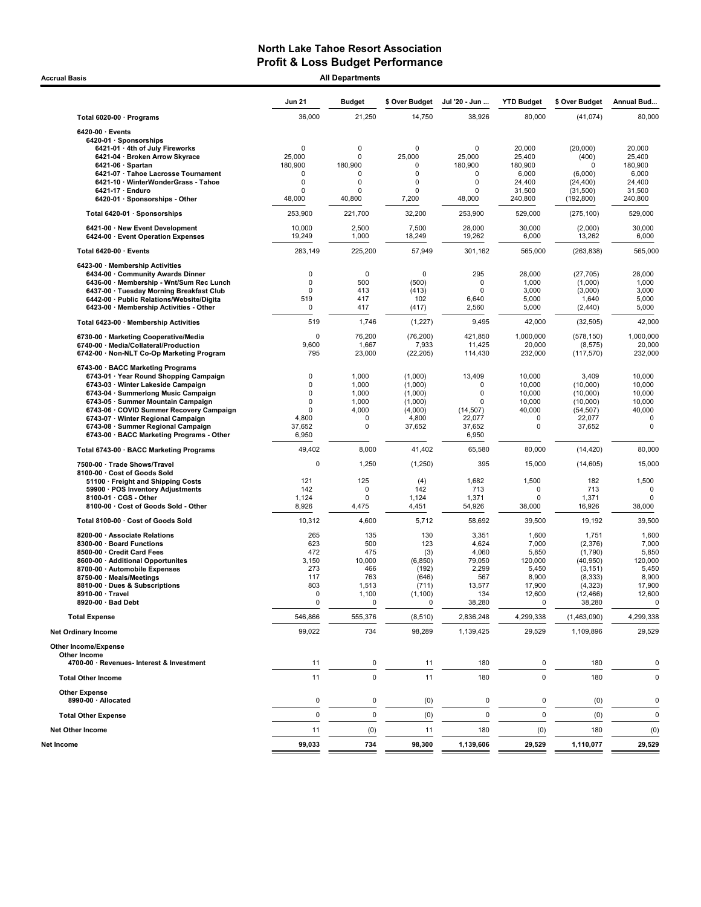# North Lake Tahoe Resort Association
## Profit & Loss Budget Performance

Accrual Basis — All Departments

| | Jun 21 | Budget | $ Over Budget | Jul '20 - Jun ... | YTD Budget | $ Over Budget | Annual Bud... |
|---|---|---|---|---|---|---|---|
| **Total 6020-00 · Programs** | 36,000 | 21,250 | 14,750 | 38,926 | 80,000 | (41,074) | 80,000 |
| 6420-00 · Events | | | | | | | |
| 6420-01 · Sponsorships | | | | | | | |
| 6421-01 · 4th of July Fireworks | 0 | 0 | 0 | 0 | 20,000 | (20,000) | 20,000 |
| 6421-04 · Broken Arrow Skyrace | 25,000 | 0 | 25,000 | 25,000 | 25,400 | (400) | 25,400 |
| 6421-06 · Spartan | 180,900 | 180,900 | 0 | 180,900 | 180,900 | 0 | 180,900 |
| 6421-07 · Tahoe Lacrosse Tournament | 0 | 0 | 0 | 0 | 6,000 | (6,000) | 6,000 |
| 6421-10 · WinterWonderGrass - Tahoe | 0 | 0 | 0 | 0 | 24,400 | (24,400) | 24,400 |
| 6421-17 · Enduro | 0 | 0 | 0 | 0 | 31,500 | (31,500) | 31,500 |
| 6420-01 · Sponsorships - Other | 48,000 | 40,800 | 7,200 | 48,000 | 240,800 | (192,800) | 240,800 |
| **Total 6420-01 · Sponsorships** | 253,900 | 221,700 | 32,200 | 253,900 | 529,000 | (275,100) | 529,000 |
| 6421-00 · New Event Development | 10,000 | 2,500 | 7,500 | 28,000 | 30,000 | (2,000) | 30,000 |
| 6424-00 · Event Operation Expenses | 19,249 | 1,000 | 18,249 | 19,262 | 6,000 | 13,262 | 6,000 |
| **Total 6420-00 · Events** | 283,149 | 225,200 | 57,949 | 301,162 | 565,000 | (263,838) | 565,000 |
| 6423-00 · Membership Activities | | | | | | | |
| 6434-00 · Community Awards Dinner | 0 | 0 | 0 | 295 | 28,000 | (27,705) | 28,000 |
| 6436-00 · Membership - Wnt/Sum Rec Lunch | 0 | 500 | (500) | 0 | 1,000 | (1,000) | 1,000 |
| 6437-00 · Tuesday Morning Breakfast Club | 0 | 413 | (413) | 0 | 3,000 | (3,000) | 3,000 |
| 6442-00 · Public Relations/Website/Digita | 519 | 417 | 102 | 6,640 | 5,000 | 1,640 | 5,000 |
| 6423-00 · Membership Activities - Other | 0 | 417 | (417) | 2,560 | 5,000 | (2,440) | 5,000 |
| **Total 6423-00 · Membership Activities** | 519 | 1,746 | (1,227) | 9,495 | 42,000 | (32,505) | 42,000 |
| 6730-00 · Marketing Cooperative/Media | 0 | 76,200 | (76,200) | 421,850 | 1,000,000 | (578,150) | 1,000,000 |
| 6740-00 · Media/Collateral/Production | 9,600 | 1,667 | 7,933 | 11,425 | 20,000 | (8,575) | 20,000 |
| 6742-00 · Non-NLT Co-Op Marketing Program | 795 | 23,000 | (22,205) | 114,430 | 232,000 | (117,570) | 232,000 |
| 6743-00 · BACC Marketing Programs | | | | | | | |
| 6743-01 · Year Round Shopping Campaign | 0 | 1,000 | (1,000) | 13,409 | 10,000 | 3,409 | 10,000 |
| 6743-03 · Winter Lakeside Campaign | 0 | 1,000 | (1,000) | 0 | 10,000 | (10,000) | 10,000 |
| 6743-04 · Summerlong Music Campaign | 0 | 1,000 | (1,000) | 0 | 10,000 | (10,000) | 10,000 |
| 6743-05 · Summer Mountain Campaign | 0 | 1,000 | (1,000) | 0 | 10,000 | (10,000) | 10,000 |
| 6743-06 · COVID Summer Recovery Campaign | 0 | 4,000 | (4,000) | (14,507) | 40,000 | (54,507) | 40,000 |
| 6743-07 · Winter Regional Campaign | 4,800 | 0 | 4,800 | 22,077 | 0 | 22,077 | 0 |
| 6743-08 · Summer Regional Campaign | 37,652 | 0 | 37,652 | 37,652 | 0 | 37,652 | 0 |
| 6743-00 · BACC Marketing Programs - Other | 6,950 | | | 6,950 | | | |
| **Total 6743-00 · BACC Marketing Programs** | 49,402 | 8,000 | 41,402 | 65,580 | 80,000 | (14,420) | 80,000 |
| 7500-00 · Trade Shows/Travel | 0 | 1,250 | (1,250) | 395 | 15,000 | (14,605) | 15,000 |
| 8100-00 · Cost of Goods Sold | | | | | | | |
| 51100 · Freight and Shipping Costs | 121 | 125 | (4) | 1,682 | 1,500 | 182 | 1,500 |
| 59900 · POS Inventory Adjustments | 142 | 0 | 142 | 713 | 0 | 713 | 0 |
| 8100-01 · CGS - Other | 1,124 | 0 | 1,124 | 1,371 | 0 | 1,371 | 0 |
| 8100-00 · Cost of Goods Sold - Other | 8,926 | 4,475 | 4,451 | 54,926 | 38,000 | 16,926 | 38,000 |
| **Total 8100-00 · Cost of Goods Sold** | 10,312 | 4,600 | 5,712 | 58,692 | 39,500 | 19,192 | 39,500 |
| 8200-00 · Associate Relations | 265 | 135 | 130 | 3,351 | 1,600 | 1,751 | 1,600 |
| 8300-00 · Board Functions | 623 | 500 | 123 | 4,624 | 7,000 | (2,376) | 7,000 |
| 8500-00 · Credit Card Fees | 472 | 475 | (3) | 4,060 | 5,850 | (1,790) | 5,850 |
| 8600-00 · Additional Opportunites | 3,150 | 10,000 | (6,850) | 79,050 | 120,000 | (40,950) | 120,000 |
| 8700-00 · Automobile Expenses | 273 | 466 | (192) | 2,299 | 5,450 | (3,151) | 5,450 |
| 8750-00 · Meals/Meetings | 117 | 763 | (646) | 567 | 8,900 | (8,333) | 8,900 |
| 8810-00 · Dues & Subscriptions | 803 | 1,513 | (711) | 13,577 | 17,900 | (4,323) | 17,900 |
| 8910-00 · Travel | 0 | 1,100 | (1,100) | 134 | 12,600 | (12,466) | 12,600 |
| 8920-00 · Bad Debt | 0 | 0 | 0 | 38,280 | 0 | 38,280 | 0 |
| **Total Expense** | 546,866 | 555,376 | (8,510) | 2,836,248 | 4,299,338 | (1,463,090) | 4,299,338 |
| **Net Ordinary Income** | 99,022 | 734 | 98,289 | 1,139,425 | 29,529 | 1,109,896 | 29,529 |
| **Other Income/Expense** | | | | | | | |
| **Other Income** | | | | | | | |
| 4700-00 · Revenues- Interest & Investment | 11 | 0 | 11 | 180 | 0 | 180 | 0 |
| **Total Other Income** | 11 | 0 | 11 | 180 | 0 | 180 | 0 |
| **Other Expense** | | | | | | | |
| 8990-00 · Allocated | 0 | 0 | (0) | 0 | 0 | (0) | 0 |
| **Total Other Expense** | 0 | 0 | (0) | 0 | 0 | (0) | 0 |
| **Net Other Income** | 11 | (0) | 11 | 180 | (0) | 180 | (0) |
| **Net Income** | **99,033** | **734** | **98,300** | **1,139,606** | **29,529** | **1,110,077** | **29,529** |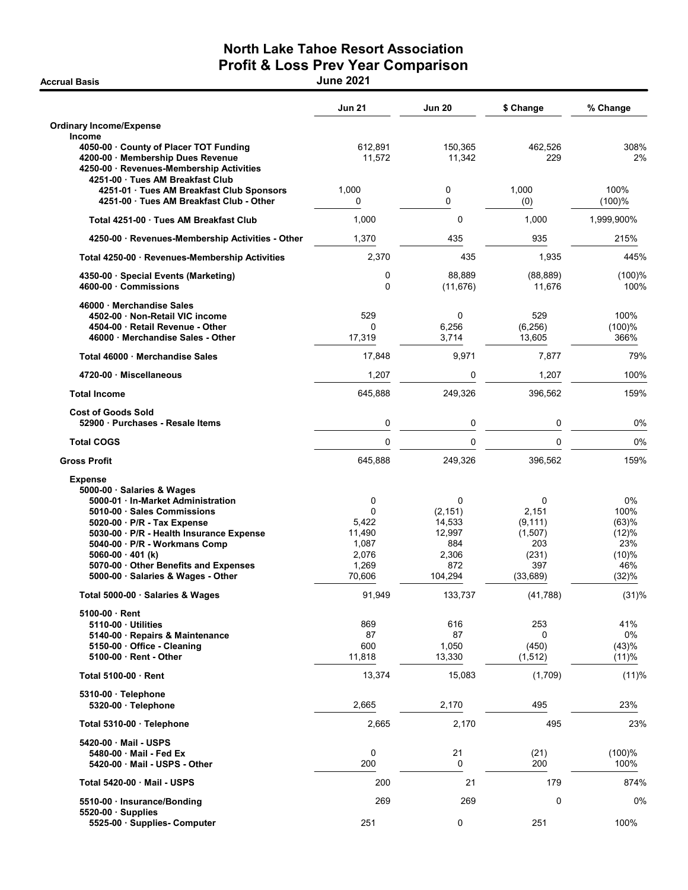# North Lake Tahoe Resort Association
## Profit & Loss Prev Year Comparison
### June 2021

**Accrual Basis**

| | Jun 21 | Jun 20 | $ Change | % Change |
|---|---|---|---|---|
| **Ordinary Income/Expense** | | | | |
| **Income** | | | | |
| 4050-00 · County of Placer TOT Funding | 612,891 | 150,365 | 462,526 | 308% |
| 4200-00 · Membership Dues Revenue | 11,572 | 11,342 | 229 | 2% |
| 4250-00 · Revenues-Membership Activities | | | | |
| 4251-00 · Tues AM Breakfast Club | | | | |
| 4251-01 · Tues AM Breakfast Club Sponsors | 1,000 | 0 | 1,000 | 100% |
| 4251-00 · Tues AM Breakfast Club - Other | 0 | 0 | (0) | (100)% |
| Total 4251-00 · Tues AM Breakfast Club | 1,000 | 0 | 1,000 | 1,999,900% |
| 4250-00 · Revenues-Membership Activities - Other | 1,370 | 435 | 935 | 215% |
| Total 4250-00 · Revenues-Membership Activities | 2,370 | 435 | 1,935 | 445% |
| 4350-00 · Special Events (Marketing) | 0 | 88,889 | (88,889) | (100)% |
| 4600-00 · Commissions | 0 | (11,676) | 11,676 | 100% |
| 46000 · Merchandise Sales | | | | |
| 4502-00 · Non-Retail VIC income | 529 | 0 | 529 | 100% |
| 4504-00 · Retail Revenue - Other | 0 | 6,256 | (6,256) | (100)% |
| 46000 · Merchandise Sales - Other | 17,319 | 3,714 | 13,605 | 366% |
| Total 46000 · Merchandise Sales | 17,848 | 9,971 | 7,877 | 79% |
| 4720-00 · Miscellaneous | 1,207 | 0 | 1,207 | 100% |
| **Total Income** | 645,888 | 249,326 | 396,562 | 159% |
| **Cost of Goods Sold** | | | | |
| 52900 · Purchases - Resale Items | 0 | 0 | 0 | 0% |
| **Total COGS** | 0 | 0 | 0 | 0% |
| **Gross Profit** | 645,888 | 249,326 | 396,562 | 159% |
| **Expense** | | | | |
| 5000-00 · Salaries & Wages | | | | |
| 5000-01 · In-Market Administration | 0 | 0 | 0 | 0% |
| 5010-00 · Sales Commissions | 0 | (2,151) | 2,151 | 100% |
| 5020-00 · P/R - Tax Expense | 5,422 | 14,533 | (9,111) | (63)% |
| 5030-00 · P/R - Health Insurance Expense | 11,490 | 12,997 | (1,507) | (12)% |
| 5040-00 · P/R - Workmans Comp | 1,087 | 884 | 203 | 23% |
| 5060-00 · 401 (k) | 2,076 | 2,306 | (231) | (10)% |
| 5070-00 · Other Benefits and Expenses | 1,269 | 872 | 397 | 46% |
| 5000-00 · Salaries & Wages - Other | 70,606 | 104,294 | (33,689) | (32)% |
| Total 5000-00 · Salaries & Wages | 91,949 | 133,737 | (41,788) | (31)% |
| 5100-00 · Rent | | | | |
| 5110-00 · Utilities | 869 | 616 | 253 | 41% |
| 5140-00 · Repairs & Maintenance | 87 | 87 | 0 | 0% |
| 5150-00 · Office - Cleaning | 600 | 1,050 | (450) | (43)% |
| 5100-00 · Rent - Other | 11,818 | 13,330 | (1,512) | (11)% |
| Total 5100-00 · Rent | 13,374 | 15,083 | (1,709) | (11)% |
| 5310-00 · Telephone | | | | |
| 5320-00 · Telephone | 2,665 | 2,170 | 495 | 23% |
| Total 5310-00 · Telephone | 2,665 | 2,170 | 495 | 23% |
| 5420-00 · Mail - USPS | | | | |
| 5480-00 · Mail - Fed Ex | 0 | 21 | (21) | (100)% |
| 5420-00 · Mail - USPS - Other | 200 | 0 | 200 | 100% |
| Total 5420-00 · Mail - USPS | 200 | 21 | 179 | 874% |
| 5510-00 · Insurance/Bonding | 269 | 269 | 0 | 0% |
| 5520-00 · Supplies | | | | |
| 5525-00 · Supplies- Computer | 251 | 0 | 251 | 100% |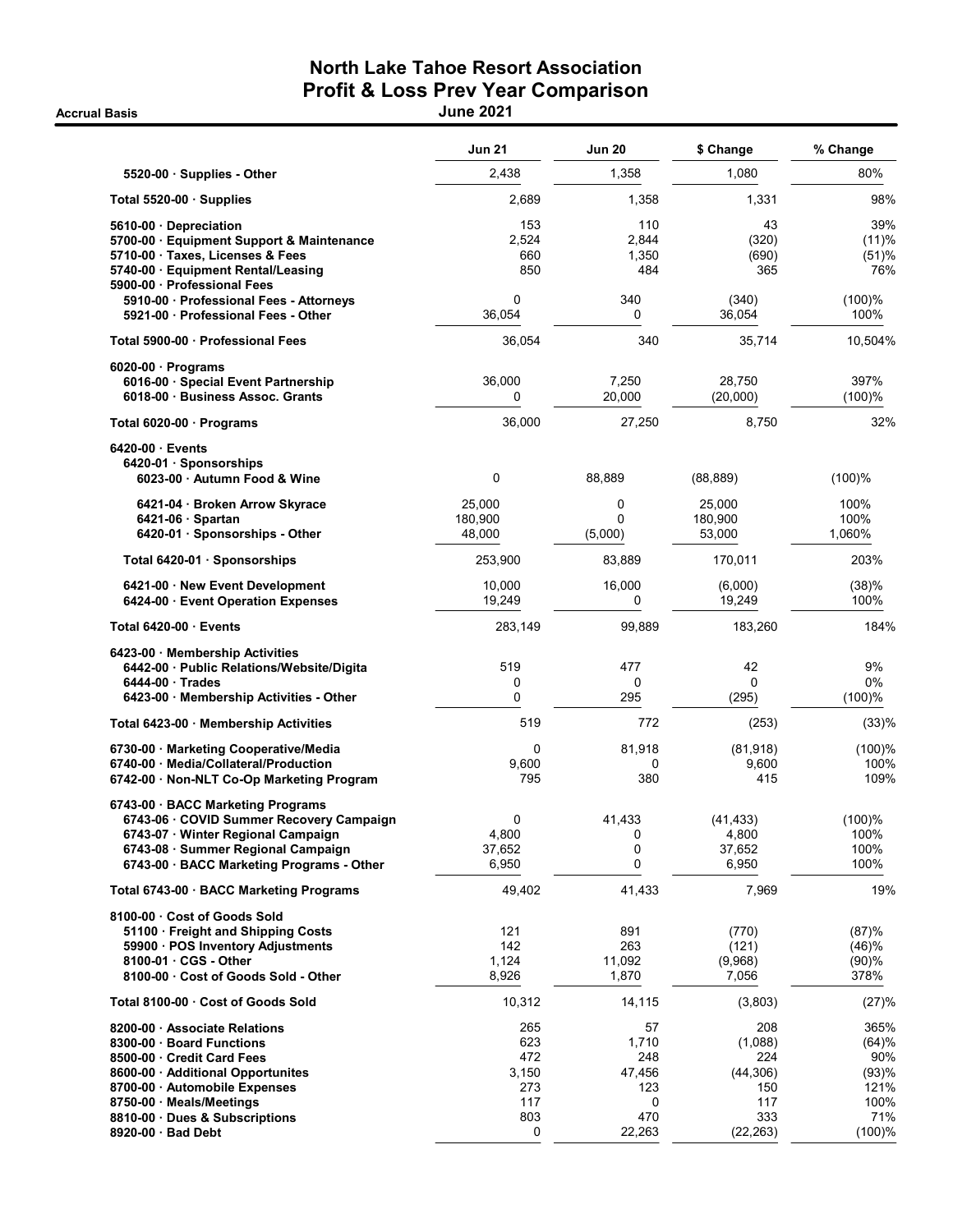# North Lake Tahoe Resort Association
## Profit & Loss Prev Year Comparison
### June 2021

**Accrual Basis**

| | Jun 21 | Jun 20 | $ Change | % Change |
|---|---|---|---|---|
| 5520-00 · Supplies - Other | 2,438 | 1,358 | 1,080 | 80% |
| **Total 5520-00 · Supplies** | 2,689 | 1,358 | 1,331 | 98% |
| 5610-00 · Depreciation | 153 | 110 | 43 | 39% |
| 5700-00 · Equipment Support & Maintenance | 2,524 | 2,844 | (320) | (11)% |
| 5710-00 · Taxes, Licenses & Fees | 660 | 1,350 | (690) | (51)% |
| 5740-00 · Equipment Rental/Leasing | 850 | 484 | 365 | 76% |
| 5900-00 · Professional Fees | | | | |
| 5910-00 · Professional Fees - Attorneys | 0 | 340 | (340) | (100)% |
| 5921-00 · Professional Fees - Other | 36,054 | 0 | 36,054 | 100% |
| **Total 5900-00 · Professional Fees** | 36,054 | 340 | 35,714 | 10,504% |
| 6020-00 · Programs | | | | |
| 6016-00 · Special Event Partnership | 36,000 | 7,250 | 28,750 | 397% |
| 6018-00 · Business Assoc. Grants | 0 | 20,000 | (20,000) | (100)% |
| **Total 6020-00 · Programs** | 36,000 | 27,250 | 8,750 | 32% |
| 6420-00 · Events | | | | |
| 6420-01 · Sponsorships | | | | |
| 6023-00 · Autumn Food & Wine | 0 | 88,889 | (88,889) | (100)% |
| 6421-04 · Broken Arrow Skyrace | 25,000 | 0 | 25,000 | 100% |
| 6421-06 · Spartan | 180,900 | 0 | 180,900 | 100% |
| 6420-01 · Sponsorships - Other | 48,000 | (5,000) | 53,000 | 1,060% |
| **Total 6420-01 · Sponsorships** | 253,900 | 83,889 | 170,011 | 203% |
| 6421-00 · New Event Development | 10,000 | 16,000 | (6,000) | (38)% |
| 6424-00 · Event Operation Expenses | 19,249 | 0 | 19,249 | 100% |
| **Total 6420-00 · Events** | 283,149 | 99,889 | 183,260 | 184% |
| 6423-00 · Membership Activities | | | | |
| 6442-00 · Public Relations/Website/Digita | 519 | 477 | 42 | 9% |
| 6444-00 · Trades | 0 | 0 | 0 | 0% |
| 6423-00 · Membership Activities - Other | 0 | 295 | (295) | (100)% |
| **Total 6423-00 · Membership Activities** | 519 | 772 | (253) | (33)% |
| 6730-00 · Marketing Cooperative/Media | 0 | 81,918 | (81,918) | (100)% |
| 6740-00 · Media/Collateral/Production | 9,600 | 0 | 9,600 | 100% |
| 6742-00 · Non-NLT Co-Op Marketing Program | 795 | 380 | 415 | 109% |
| 6743-00 · BACC Marketing Programs | | | | |
| 6743-06 · COVID Summer Recovery Campaign | 0 | 41,433 | (41,433) | (100)% |
| 6743-07 · Winter Regional Campaign | 4,800 | 0 | 4,800 | 100% |
| 6743-08 · Summer Regional Campaign | 37,652 | 0 | 37,652 | 100% |
| 6743-00 · BACC Marketing Programs - Other | 6,950 | 0 | 6,950 | 100% |
| **Total 6743-00 · BACC Marketing Programs** | 49,402 | 41,433 | 7,969 | 19% |
| 8100-00 · Cost of Goods Sold | | | | |
| 51100 · Freight and Shipping Costs | 121 | 891 | (770) | (87)% |
| 59900 · POS Inventory Adjustments | 142 | 263 | (121) | (46)% |
| 8100-01 · CGS - Other | 1,124 | 11,092 | (9,968) | (90)% |
| 8100-00 · Cost of Goods Sold - Other | 8,926 | 1,870 | 7,056 | 378% |
| **Total 8100-00 · Cost of Goods Sold** | 10,312 | 14,115 | (3,803) | (27)% |
| 8200-00 · Associate Relations | 265 | 57 | 208 | 365% |
| 8300-00 · Board Functions | 623 | 1,710 | (1,088) | (64)% |
| 8500-00 · Credit Card Fees | 472 | 248 | 224 | 90% |
| 8600-00 · Additional Opportunites | 3,150 | 47,456 | (44,306) | (93)% |
| 8700-00 · Automobile Expenses | 273 | 123 | 150 | 121% |
| 8750-00 · Meals/Meetings | 117 | 0 | 117 | 100% |
| 8810-00 · Dues & Subscriptions | 803 | 470 | 333 | 71% |
| 8920-00 · Bad Debt | 0 | 22,263 | (22,263) | (100)% |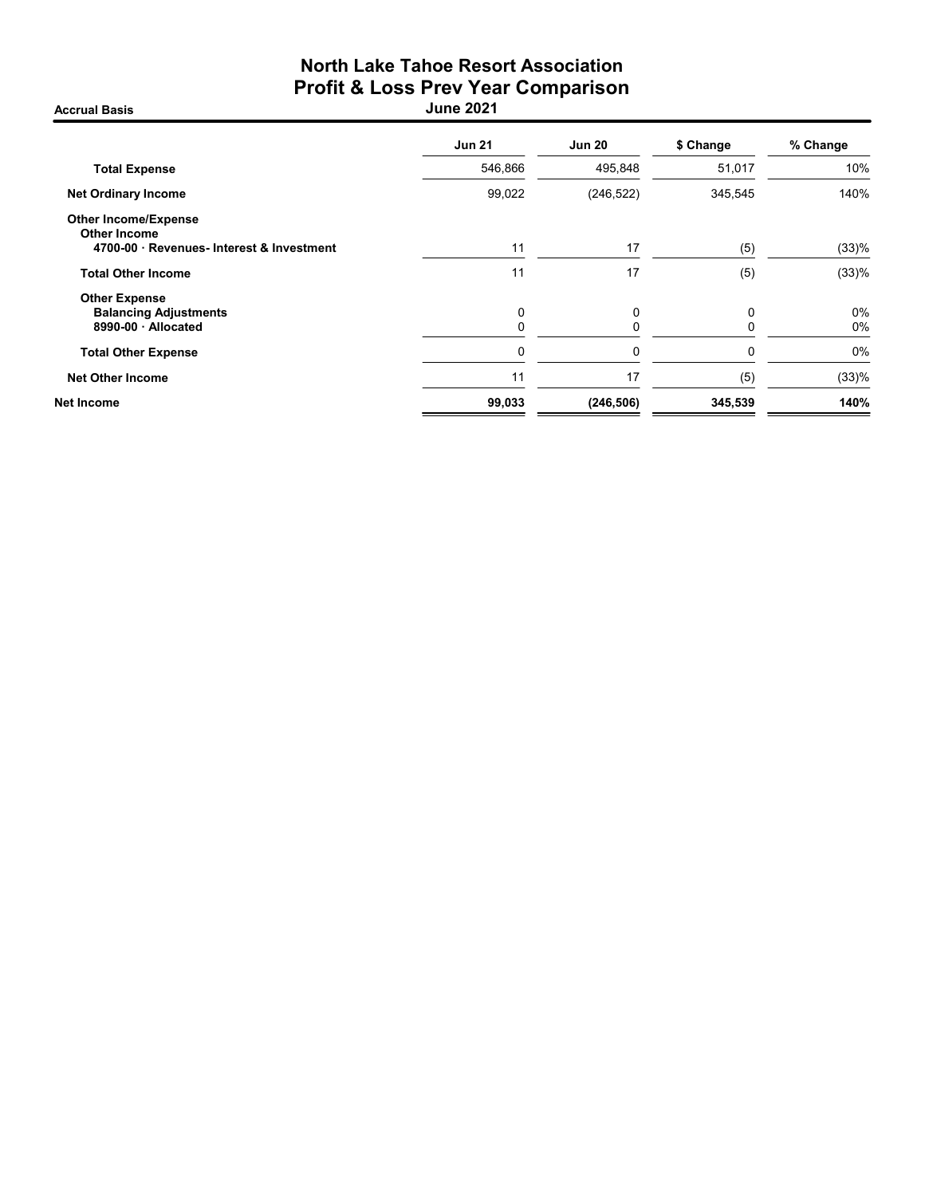# North Lake Tahoe Resort Association
## Profit & Loss Prev Year Comparison
### June 2021

**Accrual Basis**

| | Jun 21 | Jun 20 | $ Change | % Change |
|---|---|---|---|---|
| **Total Expense** | 546,866 | 495,848 | 51,017 | 10% |
| **Net Ordinary Income** | 99,022 | (246,522) | 345,545 | 140% |
| **Other Income/Expense** | | | | |
| **Other Income** | | | | |
| **4700-00 · Revenues- Interest & Investment** | 11 | 17 | (5) | (33)% |
| **Total Other Income** | 11 | 17 | (5) | (33)% |
| **Other Expense** | | | | |
| **Balancing Adjustments** | 0 | 0 | 0 | 0% |
| **8990-00 · Allocated** | 0 | 0 | 0 | 0% |
| **Total Other Expense** | 0 | 0 | 0 | 0% |
| **Net Other Income** | 11 | 17 | (5) | (33)% |
| **Net Income** | **99,033** | **(246,506)** | **345,539** | **140%** |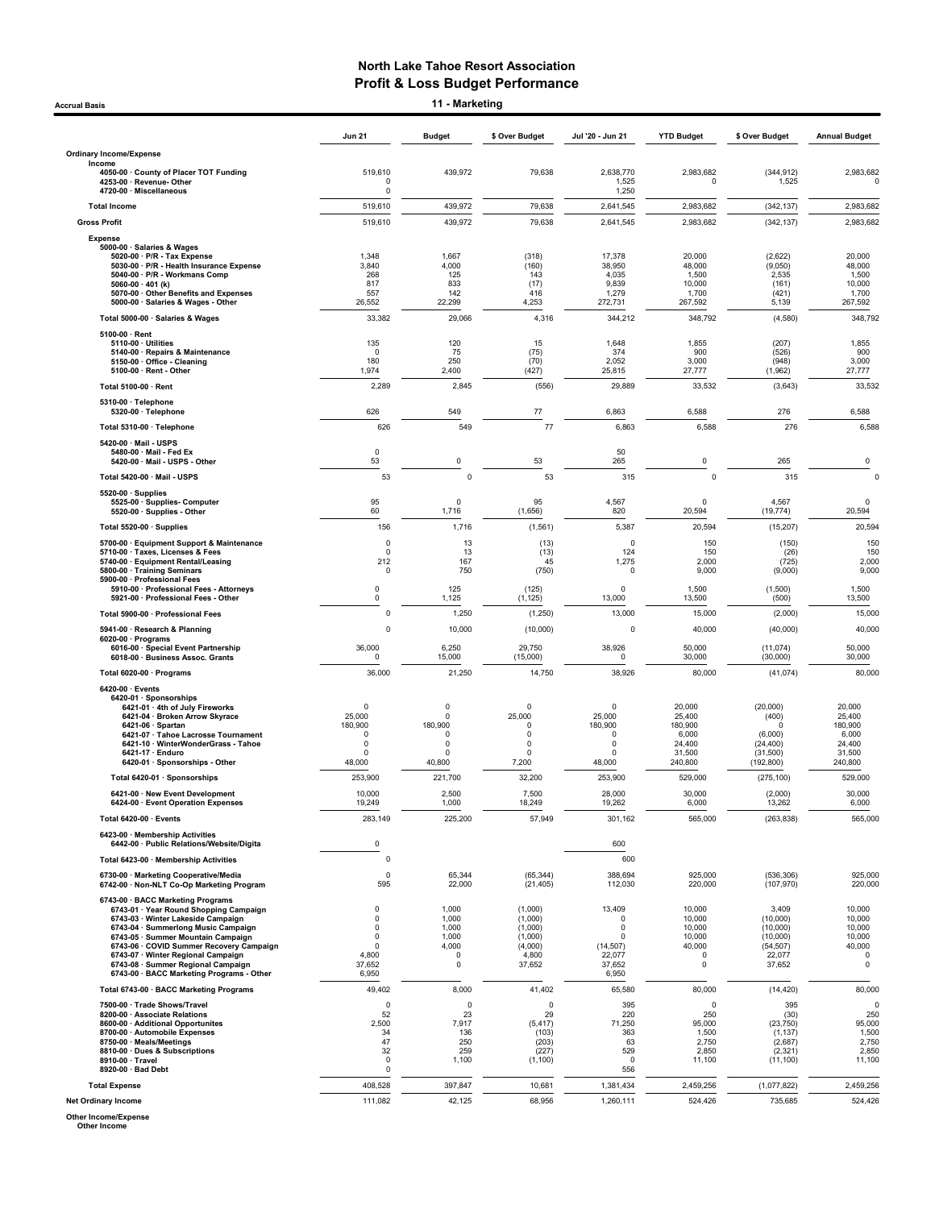# North Lake Tahoe Resort Association
## Profit & Loss Budget Performance
### 11 - Marketing

Accrual Basis

| | Jun 21 | Budget | $ Over Budget | Jul '20 - Jun 21 | YTD Budget | $ Over Budget | Annual Budget |
|---|---|---|---|---|---|---|---|
| **Ordinary Income/Expense** | | | | | | | |
| Income | | | | | | | |
| 4050-00 · County of Placer TOT Funding | 519,610 | 439,972 | 79,638 | 2,638,770 | 2,983,682 | (344,912) | 2,983,682 |
| 4253-00 · Revenue- Other | 0 | | | 1,525 | 0 | 1,525 | 0 |
| 4720-00 · Miscellaneous | 0 | | | 1,250 | | | |
| **Total Income** | 519,610 | 439,972 | 79,638 | 2,641,545 | 2,983,682 | (342,137) | 2,983,682 |
| **Gross Profit** | 519,610 | 439,972 | 79,638 | 2,641,545 | 2,983,682 | (342,137) | 2,983,682 |
| Expense | | | | | | | |
| 5000-00 · Salaries & Wages | | | | | | | |
| 5020-00 · P/R - Tax Expense | 1,348 | 1,667 | (318) | 17,378 | 20,000 | (2,622) | 20,000 |
| 5030-00 · P/R - Health Insurance Expense | 3,840 | 4,000 | (160) | 38,950 | 48,000 | (9,050) | 48,000 |
| 5040-00 · P/R - Workmans Comp | 268 | 125 | 143 | 4,035 | 1,500 | 2,535 | 1,500 |
| 5060-00 · 401 (k) | 817 | 833 | (17) | 9,839 | 10,000 | (161) | 10,000 |
| 5070-00 · Other Benefits and Expenses | 557 | 142 | 416 | 1,279 | 1,700 | (421) | 1,700 |
| 5000-00 · Salaries & Wages - Other | 26,552 | 22,299 | 4,253 | 272,731 | 267,592 | 5,139 | 267,592 |
| Total 5000-00 · Salaries & Wages | 33,382 | 29,066 | 4,316 | 344,212 | 348,792 | (4,580) | 348,792 |
| 5100-00 · Rent | | | | | | | |
| 5110-00 · Utilities | 135 | 120 | 15 | 1,648 | 1,855 | (207) | 1,855 |
| 5140-00 · Repairs & Maintenance | 0 | 75 | (75) | 374 | 900 | (526) | 900 |
| 5150-00 · Office - Cleaning | 180 | 250 | (70) | 2,052 | 3,000 | (948) | 3,000 |
| 5100-00 · Rent - Other | 1,974 | 2,400 | (427) | 25,815 | 27,777 | (1,962) | 27,777 |
| Total 5100-00 · Rent | 2,289 | 2,845 | (556) | 29,889 | 33,532 | (3,643) | 33,532 |
| 5310-00 · Telephone | | | | | | | |
| 5320-00 · Telephone | 626 | 549 | 77 | 6,863 | 6,588 | 276 | 6,588 |
| Total 5310-00 · Telephone | 626 | 549 | 77 | 6,863 | 6,588 | 276 | 6,588 |
| 5420-00 · Mail - USPS | | | | | | | |
| 5480-00 · Mail - Fed Ex | 0 | | | 50 | | | |
| 5420-00 · Mail - USPS - Other | 53 | 0 | 53 | 265 | 0 | 265 | 0 |
| Total 5420-00 · Mail - USPS | 53 | 0 | 53 | 315 | 0 | 315 | 0 |
| 5520-00 · Supplies | | | | | | | |
| 5525-00 · Supplies- Computer | 95 | 0 | 95 | 4,567 | 0 | 4,567 | 0 |
| 5520-00 · Supplies - Other | 60 | 1,716 | (1,656) | 820 | 20,594 | (19,774) | 20,594 |
| Total 5520-00 · Supplies | 156 | 1,716 | (1,561) | 5,387 | 20,594 | (15,207) | 20,594 |
| 5700-00 · Equipment Support & Maintenance | 0 | 13 | (13) | 0 | 150 | (150) | 150 |
| 5710-00 · Taxes, Licenses & Fees | 0 | 13 | (13) | 124 | 150 | (26) | 150 |
| 5740-00 · Equipment Rental/Leasing | 212 | 167 | 45 | 1,275 | 2,000 | (725) | 2,000 |
| 5800-00 · Training Seminars | 0 | 750 | (750) | 0 | 9,000 | (9,000) | 9,000 |
| 5900-00 · Professional Fees | | | | | | | |
| 5910-00 · Professional Fees - Attorneys | 0 | 125 | (125) | 0 | 1,500 | (1,500) | 1,500 |
| 5921-00 · Professional Fees - Other | 0 | 1,125 | (1,125) | 13,000 | 13,500 | (500) | 13,500 |
| Total 5900-00 · Professional Fees | 0 | 1,250 | (1,250) | 13,000 | 15,000 | (2,000) | 15,000 |
| 5941-00 · Research & Planning | 0 | 10,000 | (10,000) | 0 | 40,000 | (40,000) | 40,000 |
| 6020-00 · Programs | | | | | | | |
| 6016-00 · Special Event Partnership | 36,000 | 6,250 | 29,750 | 38,926 | 50,000 | (11,074) | 50,000 |
| 6018-00 · Business Assoc. Grants | 0 | 15,000 | (15,000) | 0 | 30,000 | (30,000) | 30,000 |
| Total 6020-00 · Programs | 36,000 | 21,250 | 14,750 | 38,926 | 80,000 | (41,074) | 80,000 |
| 6420-00 · Events | | | | | | | |
| 6420-01 · Sponsorships | | | | | | | |
| 6421-01 · 4th of July Fireworks | 0 | 0 | 0 | 0 | 20,000 | (20,000) | 20,000 |
| 6421-04 · Broken Arrow Skyrace | 25,000 | 0 | 25,000 | 25,000 | 25,400 | (400) | 25,400 |
| 6421-06 · Spartan | 180,900 | 180,900 | 0 | 180,900 | 180,900 | 0 | 180,900 |
| 6421-07 · Tahoe Lacrosse Tournament | 0 | 0 | 0 | 0 | 6,000 | (6,000) | 6,000 |
| 6421-10 · WinterWonderGrass - Tahoe | 0 | 0 | 0 | 0 | 24,400 | (24,400) | 24,400 |
| 6421-17 · Enduro | 0 | 0 | 0 | 0 | 31,500 | (31,500) | 31,500 |
| 6420-01 · Sponsorships - Other | 48,000 | 40,800 | 7,200 | 48,000 | 240,800 | (192,800) | 240,800 |
| Total 6420-01 · Sponsorships | 253,900 | 221,700 | 32,200 | 253,900 | 529,000 | (275,100) | 529,000 |
| 6421-00 · New Event Development | 10,000 | 2,500 | 7,500 | 28,000 | 30,000 | (2,000) | 30,000 |
| 6424-00 · Event Operation Expenses | 19,249 | 1,000 | 18,249 | 19,262 | 6,000 | 13,262 | 6,000 |
| Total 6420-00 · Events | 283,149 | 225,200 | 57,949 | 301,162 | 565,000 | (263,838) | 565,000 |
| 6423-00 · Membership Activities | | | | | | | |
| 6442-00 · Public Relations/Website/Digita | 0 | | | 600 | | | |
| Total 6423-00 · Membership Activities | 0 | | | 600 | | | |
| 6730-00 · Marketing Cooperative/Media | 0 | 65,344 | (65,344) | 388,694 | 925,000 | (536,306) | 925,000 |
| 6742-00 · Non-NLT Co-Op Marketing Program | 595 | 22,000 | (21,405) | 112,030 | 220,000 | (107,970) | 220,000 |
| 6743-00 · BACC Marketing Programs | | | | | | | |
| 6743-01 · Year Round Shopping Campaign | 0 | 1,000 | (1,000) | 13,409 | 10,000 | 3,409 | 10,000 |
| 6743-03 · Winter Lakeside Campaign | 0 | 1,000 | (1,000) | 0 | 10,000 | (10,000) | 10,000 |
| 6743-04 · Summerlong Music Campaign | 0 | 1,000 | (1,000) | 0 | 10,000 | (10,000) | 10,000 |
| 6743-05 · Summer Mountain Campaign | 0 | 1,000 | (1,000) | 0 | 10,000 | (10,000) | 10,000 |
| 6743-06 · COVID Summer Recovery Campaign | 0 | 4,000 | (4,000) | (14,507) | 40,000 | (54,507) | 40,000 |
| 6743-07 · Winter Regional Campaign | 4,800 | 0 | 4,800 | 22,077 | 0 | 22,077 | 0 |
| 6743-08 · Summer Regional Campaign | 37,652 | 0 | 37,652 | 37,652 | 0 | 37,652 | 0 |
| 6743-00 · BACC Marketing Programs - Other | 6,950 | | | 6,950 | | | |
| Total 6743-00 · BACC Marketing Programs | 49,402 | 8,000 | 41,402 | 65,580 | 80,000 | (14,420) | 80,000 |
| 7500-00 · Trade Shows/Travel | 0 | 0 | 0 | 395 | 0 | 395 | 0 |
| 8200-00 · Associate Relations | 52 | 23 | 29 | 220 | 250 | (30) | 250 |
| 8600-00 · Additional Opportunites | 2,500 | 7,917 | (5,417) | 71,250 | 95,000 | (23,750) | 95,000 |
| 8700-00 · Automobile Expenses | 34 | 136 | (103) | 363 | 1,500 | (1,137) | 1,500 |
| 8750-00 · Meals/Meetings | 47 | 250 | (203) | 63 | 2,750 | (2,687) | 2,750 |
| 8810-00 · Dues & Subscriptions | 32 | 259 | (227) | 529 | 2,850 | (2,321) | 2,850 |
| 8910-00 · Travel | 0 | 1,100 | (1,100) | 0 | 11,100 | (11,100) | 11,100 |
| 8920-00 · Bad Debt | 0 | | | 556 | | | |
| **Total Expense** | 408,528 | 397,847 | 10,681 | 1,381,434 | 2,459,256 | (1,077,822) | 2,459,256 |
| **Net Ordinary Income** | 111,082 | 42,125 | 68,956 | 1,260,111 | 524,426 | 735,685 | 524,426 |
| **Other Income/Expense** | | | | | | | |
| Other Income | | | | | | | |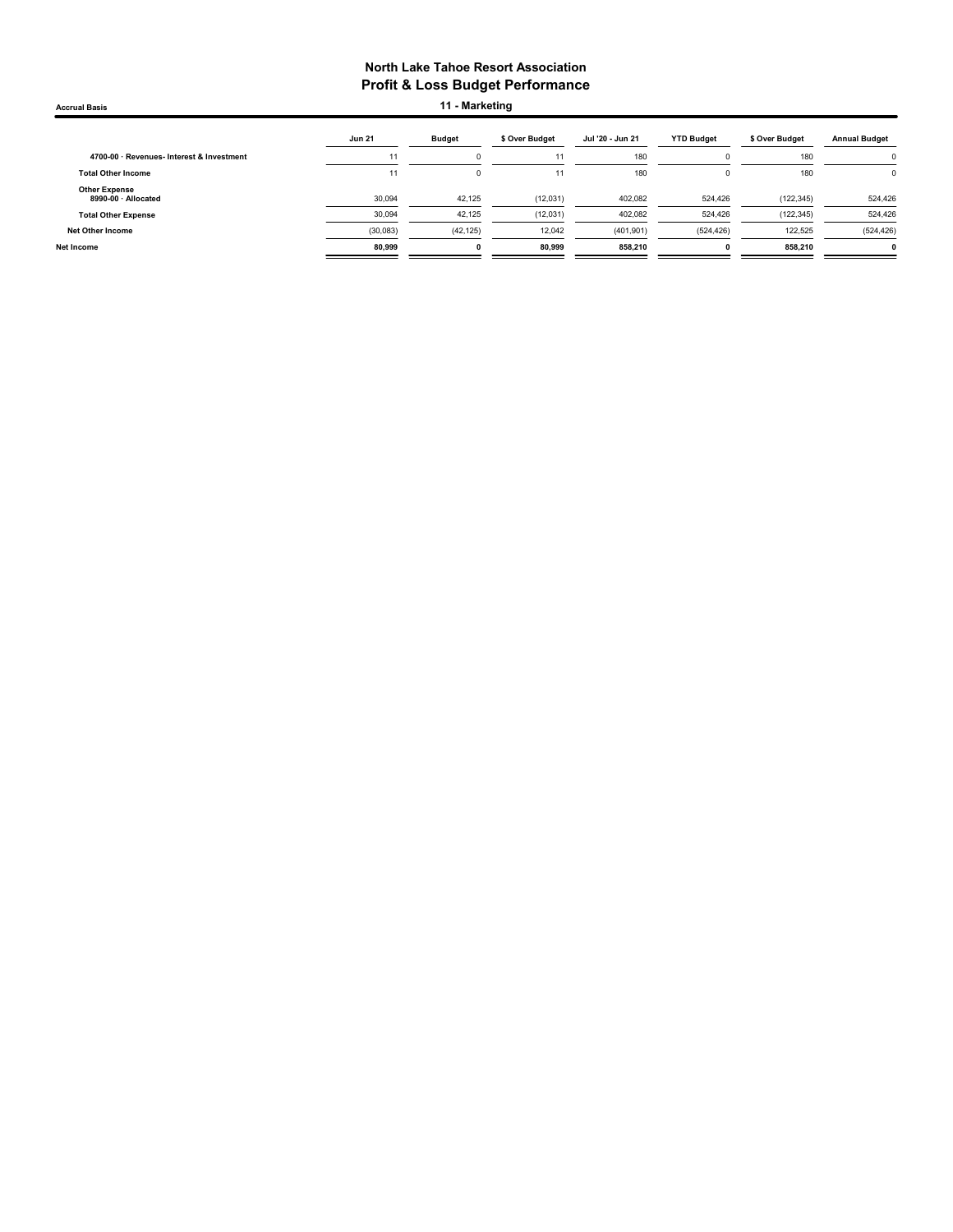# North Lake Tahoe Resort Association
## Profit & Loss Budget Performance

**Accrual Basis**

### 11 - Marketing

| | Jun 21 | Budget | $ Over Budget | Jul '20 - Jun 21 | YTD Budget | $ Over Budget | Annual Budget |
|---|---|---|---|---|---|---|---|
| 4700-00 · Revenues- Interest & Investment | 11 | 0 | 11 | 180 | 0 | 180 | 0 |
| **Total Other Income** | 11 | 0 | 11 | 180 | 0 | 180 | 0 |
| **Other Expense** | | | | | | | |
| 8990-00 · Allocated | 30,094 | 42,125 | (12,031) | 402,082 | 524,426 | (122,345) | 524,426 |
| **Total Other Expense** | 30,094 | 42,125 | (12,031) | 402,082 | 524,426 | (122,345) | 524,426 |
| **Net Other Income** | (30,083) | (42,125) | 12,042 | (401,901) | (524,426) | 122,525 | (524,426) |
| **Net Income** | **80,999** | **0** | **80,999** | **858,210** | **0** | **858,210** | **0** |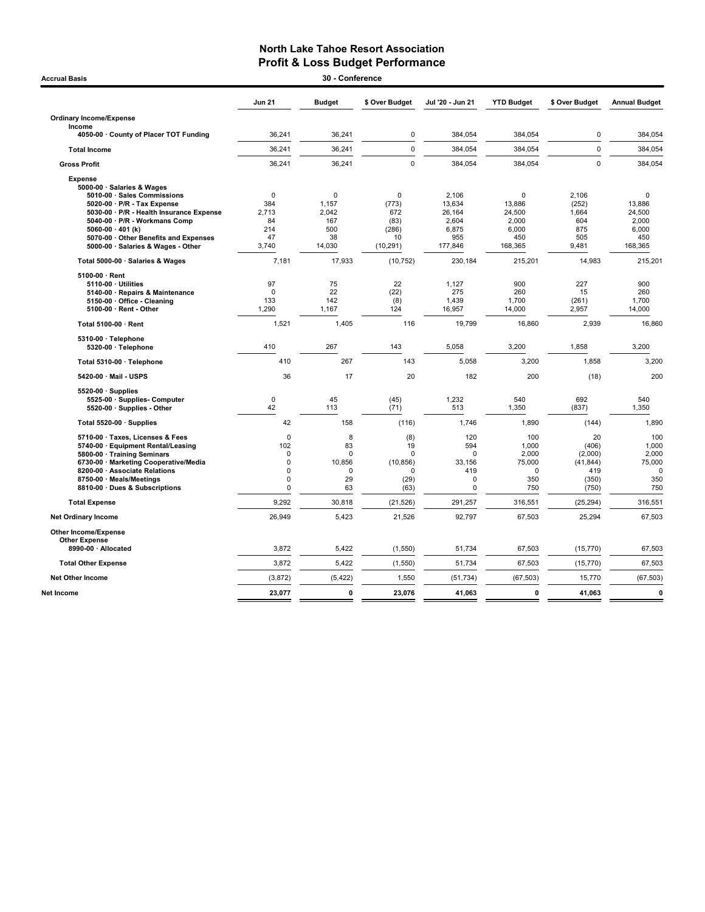# North Lake Tahoe Resort Association
## Profit & Loss Budget Performance

**Accrual Basis** — **30 - Conference**

| | Jun 21 | Budget | $ Over Budget | Jul '20 - Jun 21 | YTD Budget | $ Over Budget | Annual Budget |
|---|---|---|---|---|---|---|---|
| **Ordinary Income/Expense** | | | | | | | |
| **Income** | | | | | | | |
| 4050-00 · County of Placer TOT Funding | 36,241 | 36,241 | 0 | 384,054 | 384,054 | 0 | 384,054 |
| **Total Income** | 36,241 | 36,241 | 0 | 384,054 | 384,054 | 0 | 384,054 |
| **Gross Profit** | 36,241 | 36,241 | 0 | 384,054 | 384,054 | 0 | 384,054 |
| **Expense** | | | | | | | |
| 5000-00 · Salaries & Wages | | | | | | | |
| 5010-00 · Sales Commissions | 0 | 0 | 0 | 2,106 | 0 | 2,106 | 0 |
| 5020-00 · P/R - Tax Expense | 384 | 1,157 | (773) | 13,634 | 13,886 | (252) | 13,886 |
| 5030-00 · P/R - Health Insurance Expense | 2,713 | 2,042 | 672 | 26,164 | 24,500 | 1,664 | 24,500 |
| 5040-00 · P/R - Workmans Comp | 84 | 167 | (83) | 2,604 | 2,000 | 604 | 2,000 |
| 5060-00 · 401 (k) | 214 | 500 | (286) | 6,875 | 6,000 | 875 | 6,000 |
| 5070-00 · Other Benefits and Expenses | 47 | 38 | 10 | 955 | 450 | 505 | 450 |
| 5000-00 · Salaries & Wages - Other | 3,740 | 14,030 | (10,291) | 177,846 | 168,365 | 9,481 | 168,365 |
| Total 5000-00 · Salaries & Wages | 7,181 | 17,933 | (10,752) | 230,184 | 215,201 | 14,983 | 215,201 |
| 5100-00 · Rent | | | | | | | |
| 5110-00 · Utilities | 97 | 75 | 22 | 1,127 | 900 | 227 | 900 |
| 5140-00 · Repairs & Maintenance | 0 | 22 | (22) | 275 | 260 | 15 | 260 |
| 5150-00 · Office - Cleaning | 133 | 142 | (8) | 1,439 | 1,700 | (261) | 1,700 |
| 5100-00 · Rent - Other | 1,290 | 1,167 | 124 | 16,957 | 14,000 | 2,957 | 14,000 |
| Total 5100-00 · Rent | 1,521 | 1,405 | 116 | 19,799 | 16,860 | 2,939 | 16,860 |
| 5310-00 · Telephone | | | | | | | |
| 5320-00 · Telephone | 410 | 267 | 143 | 5,058 | 3,200 | 1,858 | 3,200 |
| Total 5310-00 · Telephone | 410 | 267 | 143 | 5,058 | 3,200 | 1,858 | 3,200 |
| 5420-00 · Mail - USPS | 36 | 17 | 20 | 182 | 200 | (18) | 200 |
| 5520-00 · Supplies | | | | | | | |
| 5525-00 · Supplies- Computer | 0 | 45 | (45) | 1,232 | 540 | 692 | 540 |
| 5520-00 · Supplies - Other | 42 | 113 | (71) | 513 | 1,350 | (837) | 1,350 |
| Total 5520-00 · Supplies | 42 | 158 | (116) | 1,746 | 1,890 | (144) | 1,890 |
| 5710-00 · Taxes, Licenses & Fees | 0 | 8 | (8) | 120 | 100 | 20 | 100 |
| 5740-00 · Equipment Rental/Leasing | 102 | 83 | 19 | 594 | 1,000 | (406) | 1,000 |
| 5800-00 · Training Seminars | 0 | 0 | 0 | 0 | 2,000 | (2,000) | 2,000 |
| 6730-00 · Marketing Cooperative/Media | 0 | 10,856 | (10,856) | 33,156 | 75,000 | (41,844) | 75,000 |
| 8200-00 · Associate Relations | 0 | 0 | 0 | 419 | 0 | 419 | 0 |
| 8750-00 · Meals/Meetings | 0 | 29 | (29) | 0 | 350 | (350) | 350 |
| 8810-00 · Dues & Subscriptions | 0 | 63 | (63) | 0 | 750 | (750) | 750 |
| **Total Expense** | 9,292 | 30,818 | (21,526) | 291,257 | 316,551 | (25,294) | 316,551 |
| **Net Ordinary Income** | 26,949 | 5,423 | 21,526 | 92,797 | 67,503 | 25,294 | 67,503 |
| **Other Income/Expense** | | | | | | | |
| **Other Expense** | | | | | | | |
| 8990-00 · Allocated | 3,872 | 5,422 | (1,550) | 51,734 | 67,503 | (15,770) | 67,503 |
| **Total Other Expense** | 3,872 | 5,422 | (1,550) | 51,734 | 67,503 | (15,770) | 67,503 |
| **Net Other Income** | (3,872) | (5,422) | 1,550 | (51,734) | (67,503) | 15,770 | (67,503) |
| **Net Income** | **23,077** | **0** | **23,076** | **41,063** | **0** | **41,063** | **0** |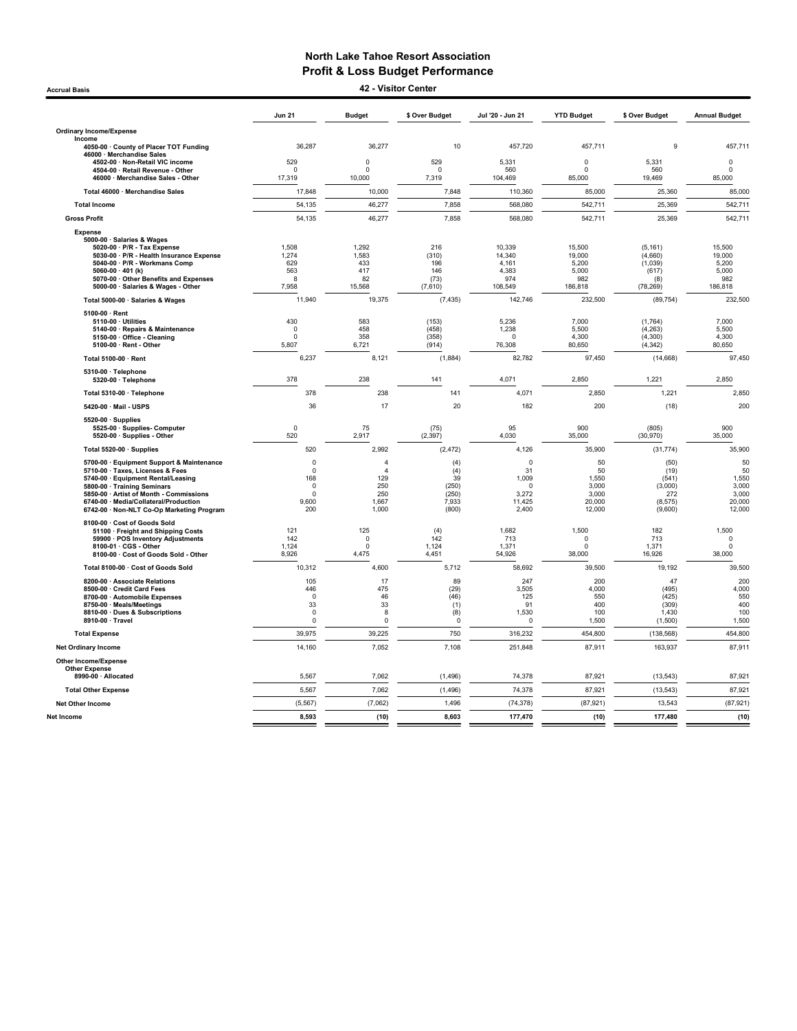# North Lake Tahoe Resort Association
## Profit & Loss Budget Performance
### 42 - Visitor Center

Accrual Basis

| | Jun 21 | Budget | $ Over Budget | Jul '20 - Jun 21 | YTD Budget | $ Over Budget | Annual Budget |
|---|---|---|---|---|---|---|---|
| **Ordinary Income/Expense** | | | | | | | |
| **Income** | | | | | | | |
| 4050-00 · County of Placer TOT Funding | 36,287 | 36,277 | 10 | 457,720 | 457,711 | 9 | 457,711 |
| 46000 · Merchandise Sales | | | | | | | |
| 4502-00 · Non-Retail VIC income | 529 | 0 | 529 | 5,331 | 0 | 5,331 | 0 |
| 4504-00 · Retail Revenue - Other | 0 | 0 | 0 | 560 | 0 | 560 | 0 |
| 46000 · Merchandise Sales - Other | 17,319 | 10,000 | 7,319 | 104,469 | 85,000 | 19,469 | 85,000 |
| Total 46000 · Merchandise Sales | 17,848 | 10,000 | 7,848 | 110,360 | 85,000 | 25,360 | 85,000 |
| **Total Income** | 54,135 | 46,277 | 7,858 | 568,080 | 542,711 | 25,369 | 542,711 |
| **Gross Profit** | 54,135 | 46,277 | 7,858 | 568,080 | 542,711 | 25,369 | 542,711 |
| **Expense** | | | | | | | |
| 5000-00 · Salaries & Wages | | | | | | | |
| 5020-00 · P/R - Tax Expense | 1,508 | 1,292 | 216 | 10,339 | 15,500 | (5,161) | 15,500 |
| 5030-00 · P/R - Health Insurance Expense | 1,274 | 1,583 | (310) | 14,340 | 19,000 | (4,660) | 19,000 |
| 5040-00 · P/R - Workmans Comp | 629 | 433 | 196 | 4,161 | 5,200 | (1,039) | 5,200 |
| 5060-00 · 401 (k) | 563 | 417 | 146 | 4,383 | 5,000 | (617) | 5,000 |
| 5070-00 · Other Benefits and Expenses | 8 | 82 | (73) | 974 | 982 | (8) | 982 |
| 5000-00 · Salaries & Wages - Other | 7,958 | 15,568 | (7,610) | 108,549 | 186,818 | (78,269) | 186,818 |
| Total 5000-00 · Salaries & Wages | 11,940 | 19,375 | (7,435) | 142,746 | 232,500 | (89,754) | 232,500 |
| 5100-00 · Rent | | | | | | | |
| 5110-00 · Utilities | 430 | 583 | (153) | 5,236 | 7,000 | (1,764) | 7,000 |
| 5140-00 · Repairs & Maintenance | 0 | 458 | (458) | 1,238 | 5,500 | (4,263) | 5,500 |
| 5150-00 · Office - Cleaning | 0 | 358 | (358) | 0 | 4,300 | (4,300) | 4,300 |
| 5100-00 · Rent - Other | 5,807 | 6,721 | (914) | 76,308 | 80,650 | (4,342) | 80,650 |
| Total 5100-00 · Rent | 6,237 | 8,121 | (1,884) | 82,782 | 97,450 | (14,668) | 97,450 |
| 5310-00 · Telephone | | | | | | | |
| 5320-00 · Telephone | 378 | 238 | 141 | 4,071 | 2,850 | 1,221 | 2,850 |
| Total 5310-00 · Telephone | 378 | 238 | 141 | 4,071 | 2,850 | 1,221 | 2,850 |
| 5420-00 · Mail - USPS | 36 | 17 | 20 | 182 | 200 | (18) | 200 |
| 5520-00 · Supplies | | | | | | | |
| 5525-00 · Supplies- Computer | 0 | 75 | (75) | 95 | 900 | (805) | 900 |
| 5520-00 · Supplies - Other | 520 | 2,917 | (2,397) | 4,030 | 35,000 | (30,970) | 35,000 |
| Total 5520-00 · Supplies | 520 | 2,992 | (2,472) | 4,126 | 35,900 | (31,774) | 35,900 |
| 5700-00 · Equipment Support & Maintenance | 0 | 4 | (4) | 0 | 50 | (50) | 50 |
| 5710-00 · Taxes, Licenses & Fees | 0 | 4 | (4) | 31 | 50 | (19) | 50 |
| 5740-00 · Equipment Rental/Leasing | 168 | 129 | 39 | 1,009 | 1,550 | (541) | 1,550 |
| 5800-00 · Training Seminars | 0 | 250 | (250) | 0 | 3,000 | (3,000) | 3,000 |
| 5850-00 · Artist of Month - Commissions | 0 | 250 | (250) | 3,272 | 3,000 | 272 | 3,000 |
| 6740-00 · Media/Collateral/Production | 9,600 | 1,667 | 7,933 | 11,425 | 20,000 | (8,575) | 20,000 |
| 6742-00 · Non-NLT Co-Op Marketing Program | 200 | 1,000 | (800) | 2,400 | 12,000 | (9,600) | 12,000 |
| 8100-00 · Cost of Goods Sold | | | | | | | |
| 51100 · Freight and Shipping Costs | 121 | 125 | (4) | 1,682 | 1,500 | 182 | 1,500 |
| 59900 · POS Inventory Adjustments | 142 | 0 | 142 | 713 | 0 | 713 | 0 |
| 8100-01 · CGS - Other | 1,124 | 0 | 1,124 | 1,371 | 0 | 1,371 | 0 |
| 8100-00 · Cost of Goods Sold - Other | 8,926 | 4,475 | 4,451 | 54,926 | 38,000 | 16,926 | 38,000 |
| Total 8100-00 · Cost of Goods Sold | 10,312 | 4,600 | 5,712 | 58,692 | 39,500 | 19,192 | 39,500 |
| 8200-00 · Associate Relations | 105 | 17 | 89 | 247 | 200 | 47 | 200 |
| 8500-00 · Credit Card Fees | 446 | 475 | (29) | 3,505 | 4,000 | (495) | 4,000 |
| 8700-00 · Automobile Expenses | 0 | 46 | (46) | 125 | 550 | (425) | 550 |
| 8750-00 · Meals/Meetings | 33 | 33 | (1) | 91 | 400 | (309) | 400 |
| 8810-00 · Dues & Subscriptions | 0 | 8 | (8) | 1,530 | 100 | 1,430 | 100 |
| 8910-00 · Travel | 0 | 0 | 0 | 0 | 1,500 | (1,500) | 1,500 |
| **Total Expense** | 39,975 | 39,225 | 750 | 316,232 | 454,800 | (138,568) | 454,800 |
| **Net Ordinary Income** | 14,160 | 7,052 | 7,108 | 251,848 | 87,911 | 163,937 | 87,911 |
| **Other Income/Expense** | | | | | | | |
| **Other Expense** | | | | | | | |
| 8990-00 · Allocated | 5,567 | 7,062 | (1,496) | 74,378 | 87,921 | (13,543) | 87,921 |
| **Total Other Expense** | 5,567 | 7,062 | (1,496) | 74,378 | 87,921 | (13,543) | 87,921 |
| **Net Other Income** | (5,567) | (7,062) | 1,496 | (74,378) | (87,921) | 13,543 | (87,921) |
| **Net Income** | 8,593 | (10) | 8,603 | 177,470 | (10) | 177,480 | (10) |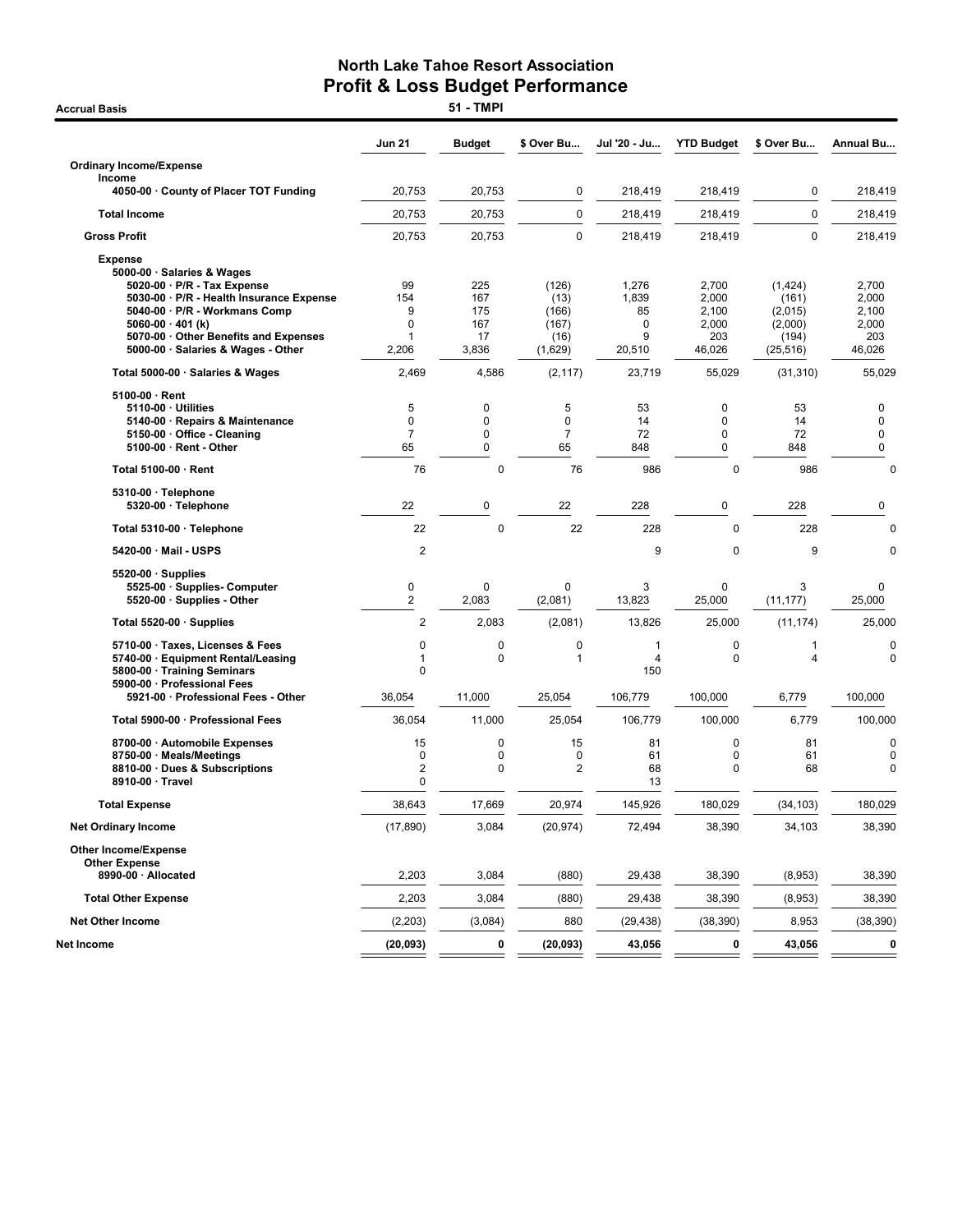# North Lake Tahoe Resort Association
## Profit & Loss Budget Performance

**Accrual Basis** — **51 - TMPI**

| | Jun 21 | Budget | $ Over Bu... | Jul '20 - Ju... | YTD Budget | $ Over Bu... | Annual Bu... |
|---|---|---|---|---|---|---|---|
| **Ordinary Income/Expense** | | | | | | | |
| **Income** | | | | | | | |
| 4050-00 · County of Placer TOT Funding | 20,753 | 20,753 | 0 | 218,419 | 218,419 | 0 | 218,419 |
| **Total Income** | 20,753 | 20,753 | 0 | 218,419 | 218,419 | 0 | 218,419 |
| **Gross Profit** | 20,753 | 20,753 | 0 | 218,419 | 218,419 | 0 | 218,419 |
| **Expense** | | | | | | | |
| 5000-00 · Salaries & Wages | | | | | | | |
| 5020-00 · P/R - Tax Expense | 99 | 225 | (126) | 1,276 | 2,700 | (1,424) | 2,700 |
| 5030-00 · P/R - Health Insurance Expense | 154 | 167 | (13) | 1,839 | 2,000 | (161) | 2,000 |
| 5040-00 · P/R - Workmans Comp | 9 | 175 | (166) | 85 | 2,100 | (2,015) | 2,100 |
| 5060-00 · 401 (k) | 0 | 167 | (167) | 0 | 2,000 | (2,000) | 2,000 |
| 5070-00 · Other Benefits and Expenses | 1 | 17 | (16) | 9 | 203 | (194) | 203 |
| 5000-00 · Salaries & Wages - Other | 2,206 | 3,836 | (1,629) | 20,510 | 46,026 | (25,516) | 46,026 |
| Total 5000-00 · Salaries & Wages | 2,469 | 4,586 | (2,117) | 23,719 | 55,029 | (31,310) | 55,029 |
| 5100-00 · Rent | | | | | | | |
| 5110-00 · Utilities | 5 | 0 | 5 | 53 | 0 | 53 | 0 |
| 5140-00 · Repairs & Maintenance | 0 | 0 | 0 | 14 | 0 | 14 | 0 |
| 5150-00 · Office - Cleaning | 7 | 0 | 7 | 72 | 0 | 72 | 0 |
| 5100-00 · Rent - Other | 65 | 0 | 65 | 848 | 0 | 848 | 0 |
| Total 5100-00 · Rent | 76 | 0 | 76 | 986 | 0 | 986 | 0 |
| 5310-00 · Telephone | | | | | | | |
| 5320-00 · Telephone | 22 | 0 | 22 | 228 | 0 | 228 | 0 |
| Total 5310-00 · Telephone | 22 | 0 | 22 | 228 | 0 | 228 | 0 |
| 5420-00 · Mail - USPS | 2 | | | 9 | 0 | 9 | 0 |
| 5520-00 · Supplies | | | | | | | |
| 5525-00 · Supplies- Computer | 0 | 0 | 0 | 3 | 0 | 3 | 0 |
| 5520-00 · Supplies - Other | 2 | 2,083 | (2,081) | 13,823 | 25,000 | (11,177) | 25,000 |
| Total 5520-00 · Supplies | 2 | 2,083 | (2,081) | 13,826 | 25,000 | (11,174) | 25,000 |
| 5710-00 · Taxes, Licenses & Fees | 0 | 0 | 0 | 1 | 0 | 1 | 0 |
| 5740-00 · Equipment Rental/Leasing | 1 | 0 | 1 | 4 | 0 | 4 | 0 |
| 5800-00 · Training Seminars | 0 | | | 150 | | | |
| 5900-00 · Professional Fees | | | | | | | |
| 5921-00 · Professional Fees - Other | 36,054 | 11,000 | 25,054 | 106,779 | 100,000 | 6,779 | 100,000 |
| Total 5900-00 · Professional Fees | 36,054 | 11,000 | 25,054 | 106,779 | 100,000 | 6,779 | 100,000 |
| 8700-00 · Automobile Expenses | 15 | 0 | 15 | 81 | 0 | 81 | 0 |
| 8750-00 · Meals/Meetings | 0 | 0 | 0 | 61 | 0 | 61 | 0 |
| 8810-00 · Dues & Subscriptions | 2 | 0 | 2 | 68 | 0 | 68 | 0 |
| 8910-00 · Travel | 0 | | | 13 | | | |
| **Total Expense** | 38,643 | 17,669 | 20,974 | 145,926 | 180,029 | (34,103) | 180,029 |
| **Net Ordinary Income** | (17,890) | 3,084 | (20,974) | 72,494 | 38,390 | 34,103 | 38,390 |
| **Other Income/Expense** | | | | | | | |
| **Other Expense** | | | | | | | |
| 8990-00 · Allocated | 2,203 | 3,084 | (880) | 29,438 | 38,390 | (8,953) | 38,390 |
| **Total Other Expense** | 2,203 | 3,084 | (880) | 29,438 | 38,390 | (8,953) | 38,390 |
| **Net Other Income** | (2,203) | (3,084) | 880 | (29,438) | (38,390) | 8,953 | (38,390) |
| **Net Income** | **(20,093)** | **0** | **(20,093)** | **43,056** | **0** | **43,056** | **0** |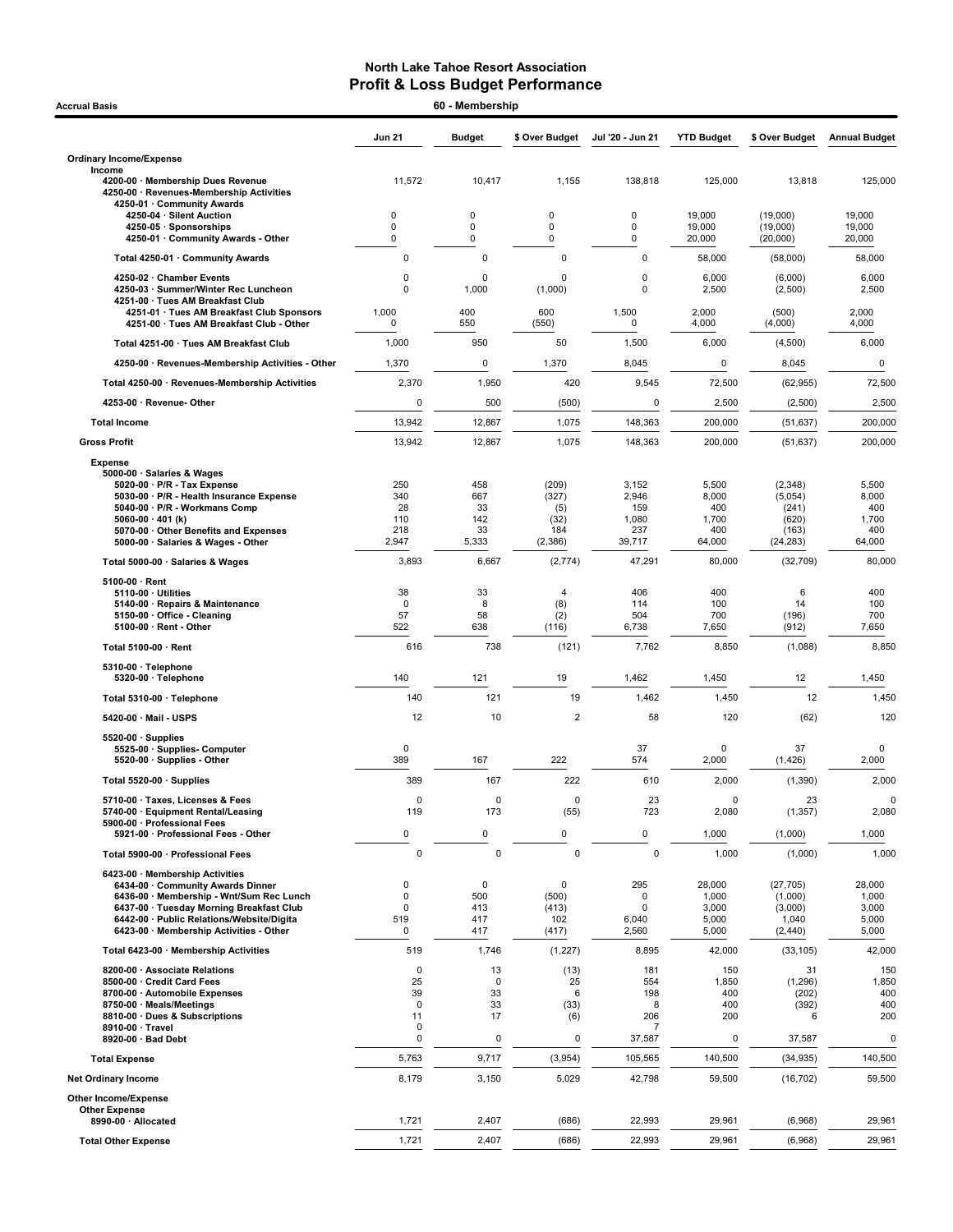# North Lake Tahoe Resort Association
## Profit & Loss Budget Performance

**Accrual Basis** — **60 - Membership**

| | Jun 21 | Budget | $ Over Budget | Jul '20 - Jun 21 | YTD Budget | $ Over Budget | Annual Budget |
|---|---|---|---|---|---|---|---|
| **Ordinary Income/Expense** | | | | | | | |
| Income | | | | | | | |
| 4200-00 · Membership Dues Revenue | 11,572 | 10,417 | 1,155 | 138,818 | 125,000 | 13,818 | 125,000 |
| 4250-00 · Revenues-Membership Activities | | | | | | | |
| 4250-01 · Community Awards | | | | | | | |
| 4250-04 · Silent Auction | 0 | 0 | 0 | 0 | 19,000 | (19,000) | 19,000 |
| 4250-05 · Sponsorships | 0 | 0 | 0 | 0 | 19,000 | (19,000) | 19,000 |
| 4250-01 · Community Awards - Other | 0 | 0 | 0 | 0 | 20,000 | (20,000) | 20,000 |
| Total 4250-01 · Community Awards | 0 | 0 | 0 | 0 | 58,000 | (58,000) | 58,000 |
| 4250-02 · Chamber Events | 0 | 0 | 0 | 0 | 6,000 | (6,000) | 6,000 |
| 4250-03 · Summer/Winter Rec Luncheon | 0 | 1,000 | (1,000) | 0 | 2,500 | (2,500) | 2,500 |
| 4251-00 · Tues AM Breakfast Club | | | | | | | |
| 4251-01 · Tues AM Breakfast Club Sponsors | 1,000 | 400 | 600 | 1,500 | 2,000 | (500) | 2,000 |
| 4251-00 · Tues AM Breakfast Club - Other | 0 | 550 | (550) | 0 | 4,000 | (4,000) | 4,000 |
| Total 4251-00 · Tues AM Breakfast Club | 1,000 | 950 | 50 | 1,500 | 6,000 | (4,500) | 6,000 |
| 4250-00 · Revenues-Membership Activities - Other | 1,370 | 0 | 1,370 | 8,045 | 0 | 8,045 | 0 |
| Total 4250-00 · Revenues-Membership Activities | 2,370 | 1,950 | 420 | 9,545 | 72,500 | (62,955) | 72,500 |
| 4253-00 · Revenue- Other | 0 | 500 | (500) | 0 | 2,500 | (2,500) | 2,500 |
| **Total Income** | 13,942 | 12,867 | 1,075 | 148,363 | 200,000 | (51,637) | 200,000 |
| **Gross Profit** | 13,942 | 12,867 | 1,075 | 148,363 | 200,000 | (51,637) | 200,000 |
| Expense | | | | | | | |
| 5000-00 · Salaries & Wages | | | | | | | |
| 5020-00 · P/R - Tax Expense | 250 | 458 | (209) | 3,152 | 5,500 | (2,348) | 5,500 |
| 5030-00 · P/R - Health Insurance Expense | 340 | 667 | (327) | 2,946 | 8,000 | (5,054) | 8,000 |
| 5040-00 · P/R - Workmans Comp | 28 | 33 | (5) | 159 | 400 | (241) | 400 |
| 5060-00 · 401 (k) | 110 | 142 | (32) | 1,080 | 1,700 | (620) | 1,700 |
| 5070-00 · Other Benefits and Expenses | 218 | 33 | 184 | 237 | 400 | (163) | 400 |
| 5000-00 · Salaries & Wages - Other | 2,947 | 5,333 | (2,386) | 39,717 | 64,000 | (24,283) | 64,000 |
| Total 5000-00 · Salaries & Wages | 3,893 | 6,667 | (2,774) | 47,291 | 80,000 | (32,709) | 80,000 |
| 5100-00 · Rent | | | | | | | |
| 5110-00 · Utilities | 38 | 33 | 4 | 406 | 400 | 6 | 400 |
| 5140-00 · Repairs & Maintenance | 0 | 8 | (8) | 114 | 100 | 14 | 100 |
| 5150-00 · Office - Cleaning | 57 | 58 | (2) | 504 | 700 | (196) | 700 |
| 5100-00 · Rent - Other | 522 | 638 | (116) | 6,738 | 7,650 | (912) | 7,650 |
| Total 5100-00 · Rent | 616 | 738 | (121) | 7,762 | 8,850 | (1,088) | 8,850 |
| 5310-00 · Telephone | | | | | | | |
| 5320-00 · Telephone | 140 | 121 | 19 | 1,462 | 1,450 | 12 | 1,450 |
| Total 5310-00 · Telephone | 140 | 121 | 19 | 1,462 | 1,450 | 12 | 1,450 |
| 5420-00 · Mail - USPS | 12 | 10 | 2 | 58 | 120 | (62) | 120 |
| 5520-00 · Supplies | | | | | | | |
| 5525-00 · Supplies- Computer | 0 | | | 37 | 0 | 37 | 0 |
| 5520-00 · Supplies - Other | 389 | 167 | 222 | 574 | 2,000 | (1,426) | 2,000 |
| Total 5520-00 · Supplies | 389 | 167 | 222 | 610 | 2,000 | (1,390) | 2,000 |
| 5710-00 · Taxes, Licenses & Fees | 0 | 0 | 0 | 23 | 0 | 23 | 0 |
| 5740-00 · Equipment Rental/Leasing | 119 | 173 | (55) | 723 | 2,080 | (1,357) | 2,080 |
| 5900-00 · Professional Fees | | | | | | | |
| 5921-00 · Professional Fees - Other | 0 | 0 | 0 | 0 | 1,000 | (1,000) | 1,000 |
| Total 5900-00 · Professional Fees | 0 | 0 | 0 | 0 | 1,000 | (1,000) | 1,000 |
| 6423-00 · Membership Activities | | | | | | | |
| 6434-00 · Community Awards Dinner | 0 | 0 | 0 | 295 | 28,000 | (27,705) | 28,000 |
| 6436-00 · Membership - Wnt/Sum Rec Lunch | 0 | 500 | (500) | 0 | 1,000 | (1,000) | 1,000 |
| 6437-00 · Tuesday Morning Breakfast Club | 0 | 413 | (413) | 0 | 3,000 | (3,000) | 3,000 |
| 6442-00 · Public Relations/Website/Digita | 519 | 417 | 102 | 6,040 | 5,000 | 1,040 | 5,000 |
| 6423-00 · Membership Activities - Other | 0 | 417 | (417) | 2,560 | 5,000 | (2,440) | 5,000 |
| Total 6423-00 · Membership Activities | 519 | 1,746 | (1,227) | 8,895 | 42,000 | (33,105) | 42,000 |
| 8200-00 · Associate Relations | 0 | 13 | (13) | 181 | 150 | 31 | 150 |
| 8500-00 · Credit Card Fees | 25 | 0 | 25 | 554 | 1,850 | (1,296) | 1,850 |
| 8700-00 · Automobile Expenses | 39 | 33 | 6 | 198 | 400 | (202) | 400 |
| 8750-00 · Meals/Meetings | 0 | 33 | (33) | 8 | 400 | (392) | 400 |
| 8810-00 · Dues & Subscriptions | 11 | 17 | (6) | 206 | 200 | 6 | 200 |
| 8910-00 · Travel | 0 | | | 7 | | | |
| 8920-00 · Bad Debt | 0 | 0 | 0 | 37,587 | 0 | 37,587 | 0 |
| **Total Expense** | 5,763 | 9,717 | (3,954) | 105,565 | 140,500 | (34,935) | 140,500 |
| **Net Ordinary Income** | 8,179 | 3,150 | 5,029 | 42,798 | 59,500 | (16,702) | 59,500 |
| **Other Income/Expense** | | | | | | | |
| Other Expense | | | | | | | |
| 8990-00 · Allocated | 1,721 | 2,407 | (686) | 22,993 | 29,961 | (6,968) | 29,961 |
| **Total Other Expense** | 1,721 | 2,407 | (686) | 22,993 | 29,961 | (6,968) | 29,961 |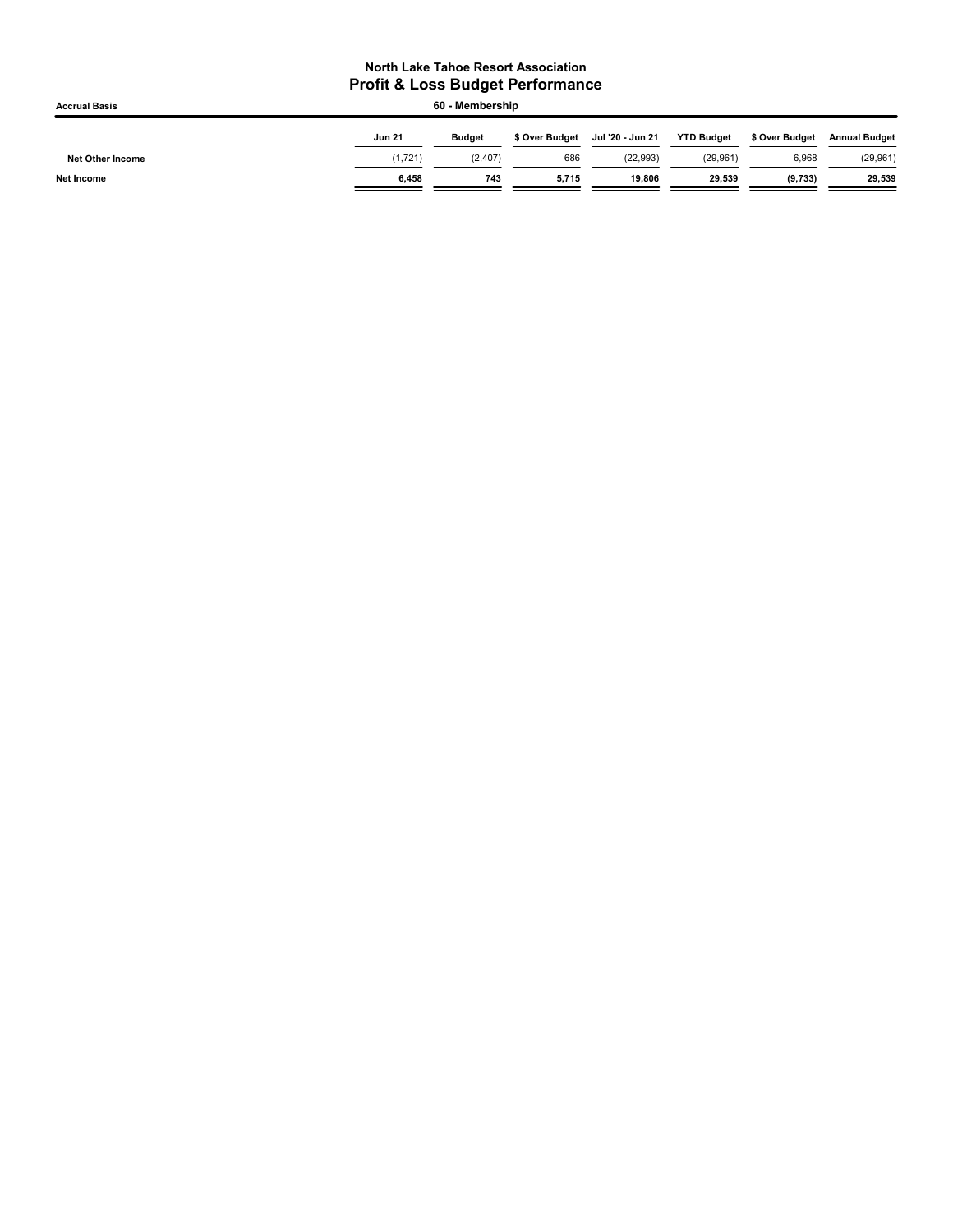**North Lake Tahoe Resort Association**

**Profit & Loss Budget Performance**

**Accrual Basis** — **60 - Membership**

| | Jun 21 | Budget | $ Over Budget | Jul '20 - Jun 21 | YTD Budget | $ Over Budget | Annual Budget |
|---|---|---|---|---|---|---|---|
| Net Other Income | (1,721) | (2,407) | 686 | (22,993) | (29,961) | 6,968 | (29,961) |
| **Net Income** | **6,458** | **743** | **5,715** | **19,806** | **29,539** | **(9,733)** | **29,539** |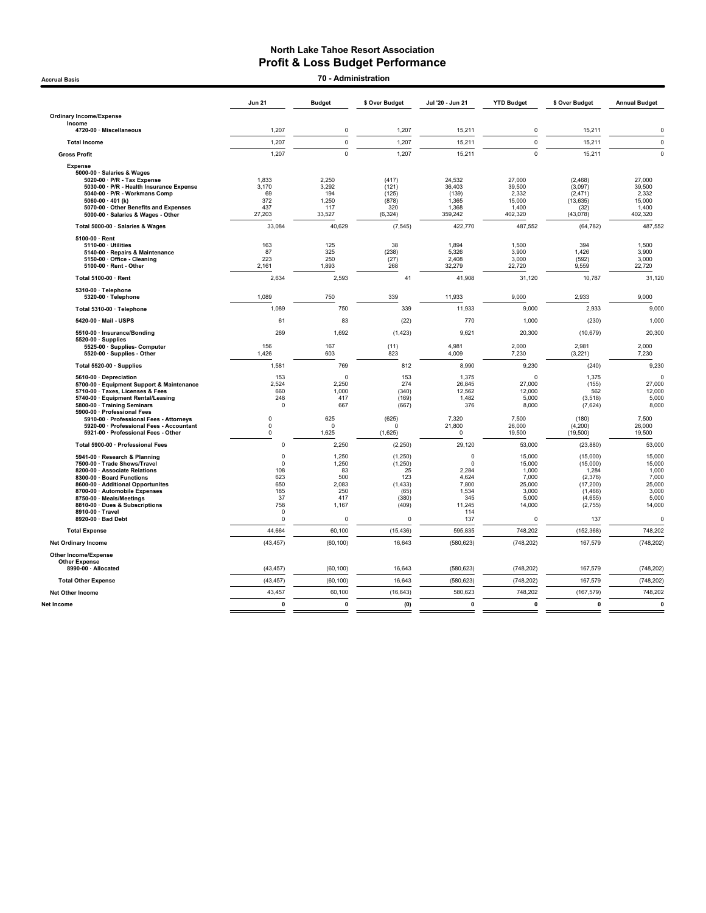# North Lake Tahoe Resort Association
## Profit & Loss Budget Performance

Accrual Basis

### 70 - Administration

| | Jun 21 | Budget | $ Over Budget | Jul '20 - Jun 21 | YTD Budget | $ Over Budget | Annual Budget |
|---|---|---|---|---|---|---|---|
| **Ordinary Income/Expense** | | | | | | | |
| **Income** | | | | | | | |
| 4720-00 · Miscellaneous | 1,207 | 0 | 1,207 | 15,211 | 0 | 15,211 | 0 |
| **Total Income** | 1,207 | 0 | 1,207 | 15,211 | 0 | 15,211 | 0 |
| **Gross Profit** | 1,207 | 0 | 1,207 | 15,211 | 0 | 15,211 | 0 |
| **Expense** | | | | | | | |
| 5000-00 · Salaries & Wages | | | | | | | |
| 5020-00 · P/R - Tax Expense | 1,833 | 2,250 | (417) | 24,532 | 27,000 | (2,468) | 27,000 |
| 5030-00 · P/R - Health Insurance Expense | 3,170 | 3,292 | (121) | 36,403 | 39,500 | (3,097) | 39,500 |
| 5040-00 · P/R - Workmans Comp | 69 | 194 | (125) | (139) | 2,332 | (2,471) | 2,332 |
| 5060-00 · 401 (k) | 372 | 1,250 | (878) | 1,365 | 15,000 | (13,635) | 15,000 |
| 5070-00 · Other Benefits and Expenses | 437 | 117 | 320 | 1,368 | 1,400 | (32) | 1,400 |
| 5000-00 · Salaries & Wages - Other | 27,203 | 33,527 | (6,324) | 359,242 | 402,320 | (43,078) | 402,320 |
| Total 5000-00 · Salaries & Wages | 33,084 | 40,629 | (7,545) | 422,770 | 487,552 | (64,782) | 487,552 |
| 5100-00 · Rent | | | | | | | |
| 5110-00 · Utilities | 163 | 125 | 38 | 1,894 | 1,500 | 394 | 1,500 |
| 5140-00 · Repairs & Maintenance | 87 | 325 | (238) | 5,326 | 3,900 | 1,426 | 3,900 |
| 5150-00 · Office - Cleaning | 223 | 250 | (27) | 2,408 | 3,000 | (592) | 3,000 |
| 5100-00 · Rent - Other | 2,161 | 1,893 | 268 | 32,279 | 22,720 | 9,559 | 22,720 |
| Total 5100-00 · Rent | 2,634 | 2,593 | 41 | 41,908 | 31,120 | 10,787 | 31,120 |
| 5310-00 · Telephone | | | | | | | |
| 5320-00 · Telephone | 1,089 | 750 | 339 | 11,933 | 9,000 | 2,933 | 9,000 |
| Total 5310-00 · Telephone | 1,089 | 750 | 339 | 11,933 | 9,000 | 2,933 | 9,000 |
| 5420-00 · Mail - USPS | 61 | 83 | (22) | 770 | 1,000 | (230) | 1,000 |
| 5510-00 · Insurance/Bonding | 269 | 1,692 | (1,423) | 9,621 | 20,300 | (10,679) | 20,300 |
| 5520-00 · Supplies | | | | | | | |
| 5525-00 · Supplies- Computer | 156 | 167 | (11) | 4,981 | 2,000 | 2,981 | 2,000 |
| 5520-00 · Supplies - Other | 1,426 | 603 | 823 | 4,009 | 7,230 | (3,221) | 7,230 |
| Total 5520-00 · Supplies | 1,581 | 769 | 812 | 8,990 | 9,230 | (240) | 9,230 |
| 5610-00 · Depreciation | 153 | 0 | 153 | 1,375 | 0 | 1,375 | 0 |
| 5700-00 · Equipment Support & Maintenance | 2,524 | 2,250 | 274 | 26,845 | 27,000 | (155) | 27,000 |
| 5710-00 · Taxes, Licenses & Fees | 660 | 1,000 | (340) | 12,562 | 12,000 | 562 | 12,000 |
| 5740-00 · Equipment Rental/Leasing | 248 | 417 | (169) | 1,482 | 5,000 | (3,518) | 5,000 |
| 5800-00 · Training Seminars | 0 | 667 | (667) | 376 | 8,000 | (7,624) | 8,000 |
| 5900-00 · Professional Fees | | | | | | | |
| 5910-00 · Professional Fees - Attorneys | 0 | 625 | (625) | 7,320 | 7,500 | (180) | 7,500 |
| 5920-00 · Professional Fees - Accountant | 0 | 0 | 0 | 21,800 | 26,000 | (4,200) | 26,000 |
| 5921-00 · Professional Fees - Other | 0 | 1,625 | (1,625) | 0 | 19,500 | (19,500) | 19,500 |
| Total 5900-00 · Professional Fees | 0 | 2,250 | (2,250) | 29,120 | 53,000 | (23,880) | 53,000 |
| 5941-00 · Research & Planning | 0 | 1,250 | (1,250) | 0 | 15,000 | (15,000) | 15,000 |
| 7500-00 · Trade Shows/Travel | 0 | 1,250 | (1,250) | 0 | 15,000 | (15,000) | 15,000 |
| 8200-00 · Associate Relations | 108 | 83 | 25 | 2,284 | 1,000 | 1,284 | 1,000 |
| 8300-00 · Board Functions | 623 | 500 | 123 | 4,624 | 7,000 | (2,376) | 7,000 |
| 8600-00 · Additional Opportunites | 650 | 2,083 | (1,433) | 7,800 | 25,000 | (17,200) | 25,000 |
| 8700-00 · Automobile Expenses | 185 | 250 | (65) | 1,534 | 3,000 | (1,466) | 3,000 |
| 8750-00 · Meals/Meetings | 37 | 417 | (380) | 345 | 5,000 | (4,655) | 5,000 |
| 8810-00 · Dues & Subscriptions | 758 | 1,167 | (409) | 11,245 | 14,000 | (2,755) | 14,000 |
| 8910-00 · Travel | 0 | | | 114 | | | |
| 8920-00 · Bad Debt | 0 | 0 | 0 | 137 | 0 | 137 | 0 |
| **Total Expense** | 44,664 | 60,100 | (15,436) | 595,835 | 748,202 | (152,368) | 748,202 |
| **Net Ordinary Income** | (43,457) | (60,100) | 16,643 | (580,623) | (748,202) | 167,579 | (748,202) |
| **Other Income/Expense** | | | | | | | |
| **Other Expense** | | | | | | | |
| 8990-00 · Allocated | (43,457) | (60,100) | 16,643 | (580,623) | (748,202) | 167,579 | (748,202) |
| **Total Other Expense** | (43,457) | (60,100) | 16,643 | (580,623) | (748,202) | 167,579 | (748,202) |
| **Net Other Income** | 43,457 | 60,100 | (16,643) | 580,623 | 748,202 | (167,579) | 748,202 |
| **Net Income** | **0** | **0** | **(0)** | **0** | **0** | **0** | **0** |